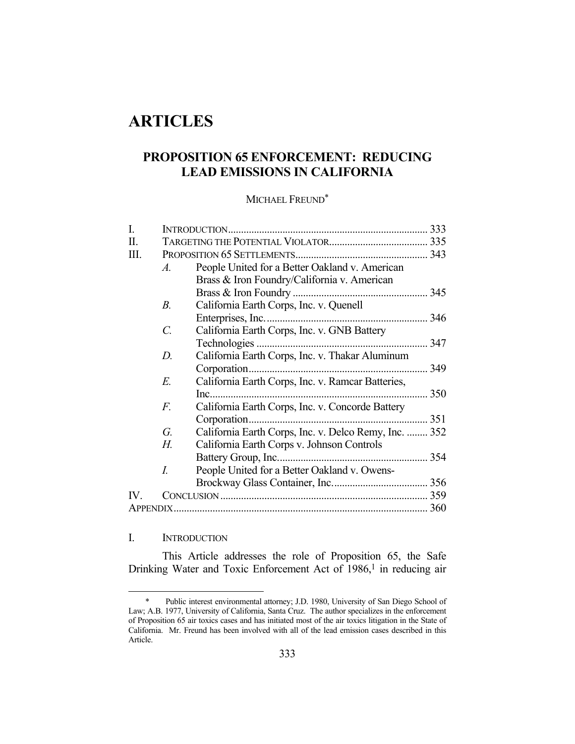# ARTICLES

## PROPOSITION 65 ENFORCEMENT: REDUCING LEAD EMISSIONS IN CALIFORNIA

MICHAEL FREUND*

| | | | |
|---|---|---|---|
| I. | INTRODUCTION | | 333 |
| II. | TARGETING THE POTENTIAL VIOLATOR | | 335 |
| III. | PROPOSITION 65 SETTLEMENTS | | 343 |
| | *A.* | People United for a Better Oakland v. American Brass & Iron Foundry/California v. American Brass & Iron Foundry | 345 |
| | *B.* | California Earth Corps, Inc. v. Quenell Enterprises, Inc. | 346 |
| | *C.* | California Earth Corps, Inc. v. GNB Battery Technologies | 347 |
| | *D.* | California Earth Corps, Inc. v. Thakar Aluminum Corporation | 349 |
| | *E.* | California Earth Corps, Inc. v. Ramcar Batteries, Inc. | 350 |
| | *F.* | California Earth Corps, Inc. v. Concorde Battery Corporation | 351 |
| | *G.* | California Earth Corps, Inc. v. Delco Remy, Inc. | 352 |
| | *H.* | California Earth Corps v. Johnson Controls Battery Group, Inc. | 354 |
| | *I.* | People United for a Better Oakland v. Owens-Brockway Glass Container, Inc. | 356 |
| IV. | CONCLUSION | | 359 |
| APPENDIX | | | 360 |

## I. INTRODUCTION

This Article addresses the role of Proposition 65, the Safe Drinking Water and Toxic Enforcement Act of 1986,[1] in reducing air

---

\* Public interest environmental attorney; J.D. 1980, University of San Diego School of Law; A.B. 1977, University of California, Santa Cruz. The author specializes in the enforcement of Proposition 65 air toxics cases and has initiated most of the air toxics litigation in the State of California. Mr. Freund has been involved with all of the lead emission cases described in this Article.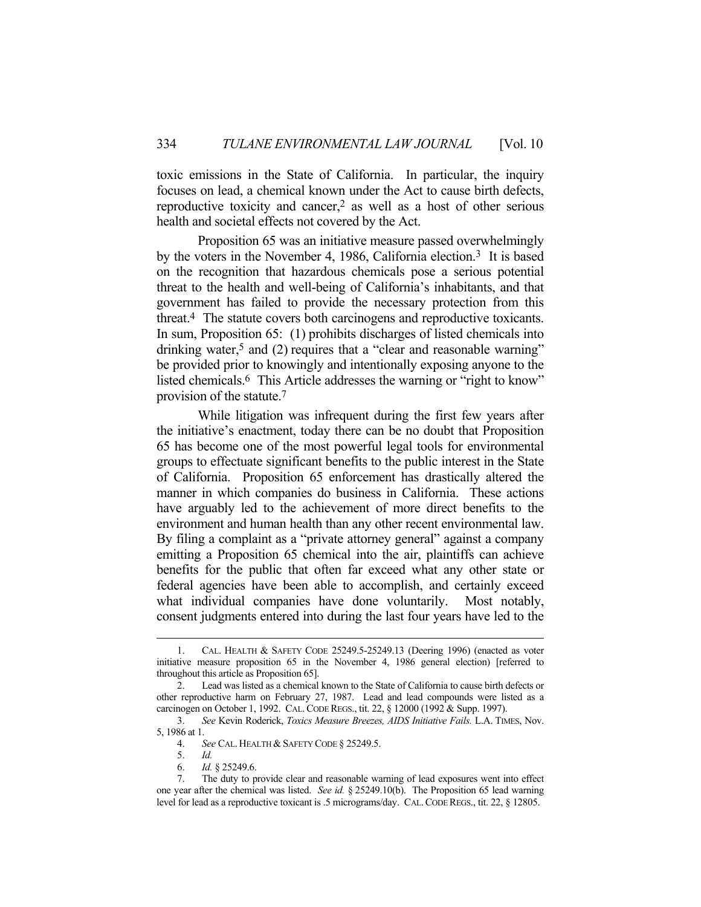toxic emissions in the State of California. In particular, the inquiry focuses on lead, a chemical known under the Act to cause birth defects, reproductive toxicity and cancer,[2] as well as a host of other serious health and societal effects not covered by the Act.

Proposition 65 was an initiative measure passed overwhelmingly by the voters in the November 4, 1986, California election.[3] It is based on the recognition that hazardous chemicals pose a serious potential threat to the health and well-being of California's inhabitants, and that government has failed to provide the necessary protection from this threat.[4] The statute covers both carcinogens and reproductive toxicants. In sum, Proposition 65: (1) prohibits discharges of listed chemicals into drinking water,[5] and (2) requires that a "clear and reasonable warning" be provided prior to knowingly and intentionally exposing anyone to the listed chemicals.[6] This Article addresses the warning or "right to know" provision of the statute.[7]

While litigation was infrequent during the first few years after the initiative's enactment, today there can be no doubt that Proposition 65 has become one of the most powerful legal tools for environmental groups to effectuate significant benefits to the public interest in the State of California. Proposition 65 enforcement has drastically altered the manner in which companies do business in California. These actions have arguably led to the achievement of more direct benefits to the environment and human health than any other recent environmental law. By filing a complaint as a "private attorney general" against a company emitting a Proposition 65 chemical into the air, plaintiffs can achieve benefits for the public that often far exceed what any other state or federal agencies have been able to accomplish, and certainly exceed what individual companies have done voluntarily. Most notably, consent judgments entered into during the last four years have led to the

---

1. CAL. HEALTH & SAFETY CODE 25249.5-25249.13 (Deering 1996) (enacted as voter initiative measure proposition 65 in the November 4, 1986 general election) [referred to throughout this article as Proposition 65].

2. Lead was listed as a chemical known to the State of California to cause birth defects or other reproductive harm on February 27, 1987. Lead and lead compounds were listed as a carcinogen on October 1, 1992. CAL. CODE REGS., tit. 22, § 12000 (1992 & Supp. 1997).

3. *See* Kevin Roderick, *Toxics Measure Breezes, AIDS Initiative Fails.* L.A. TIMES, Nov. 5, 1986 at 1.

4. *See* CAL. HEALTH & SAFETY CODE § 25249.5.

5. *Id.*

6. *Id.* § 25249.6.

7. The duty to provide clear and reasonable warning of lead exposures went into effect one year after the chemical was listed. *See id.* § 25249.10(b). The Proposition 65 lead warning level for lead as a reproductive toxicant is .5 micrograms/day. CAL. CODE REGS., tit. 22, § 12805.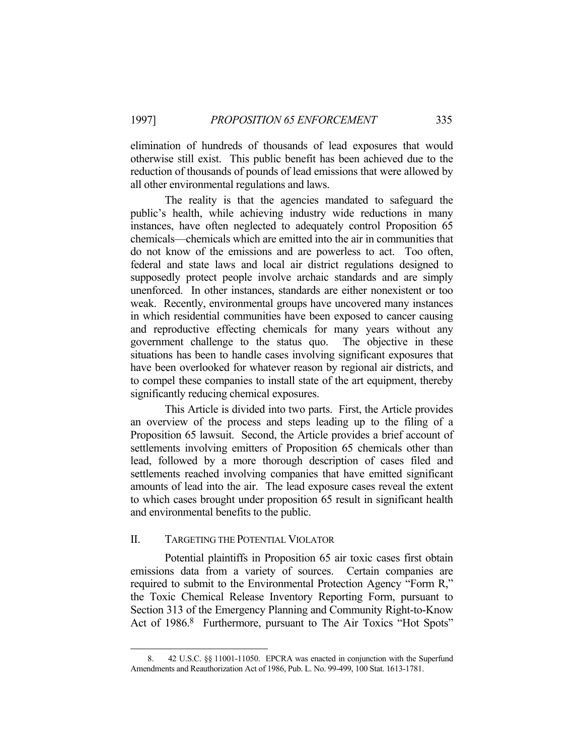elimination of hundreds of thousands of lead exposures that would otherwise still exist. This public benefit has been achieved due to the reduction of thousands of pounds of lead emissions that were allowed by all other environmental regulations and laws.

The reality is that the agencies mandated to safeguard the public's health, while achieving industry wide reductions in many instances, have often neglected to adequately control Proposition 65 chemicals—chemicals which are emitted into the air in communities that do not know of the emissions and are powerless to act. Too often, federal and state laws and local air district regulations designed to supposedly protect people involve archaic standards and are simply unenforced. In other instances, standards are either nonexistent or too weak. Recently, environmental groups have uncovered many instances in which residential communities have been exposed to cancer causing and reproductive effecting chemicals for many years without any government challenge to the status quo. The objective in these situations has been to handle cases involving significant exposures that have been overlooked for whatever reason by regional air districts, and to compel these companies to install state of the art equipment, thereby significantly reducing chemical exposures.

This Article is divided into two parts. First, the Article provides an overview of the process and steps leading up to the filing of a Proposition 65 lawsuit. Second, the Article provides a brief account of settlements involving emitters of Proposition 65 chemicals other than lead, followed by a more thorough description of cases filed and settlements reached involving companies that have emitted significant amounts of lead into the air. The lead exposure cases reveal the extent to which cases brought under proposition 65 result in significant health and environmental benefits to the public.

## II. Targeting the Potential Violator

Potential plaintiffs in Proposition 65 air toxic cases first obtain emissions data from a variety of sources. Certain companies are required to submit to the Environmental Protection Agency "Form R," the Toxic Chemical Release Inventory Reporting Form, pursuant to Section 313 of the Emergency Planning and Community Right-to-Know Act of 1986.[8] Furthermore, pursuant to The Air Toxics "Hot Spots"

8. 42 U.S.C. §§ 11001-11050. EPCRA was enacted in conjunction with the Superfund Amendments and Reauthorization Act of 1986, Pub. L. No. 99-499, 100 Stat. 1613-1781.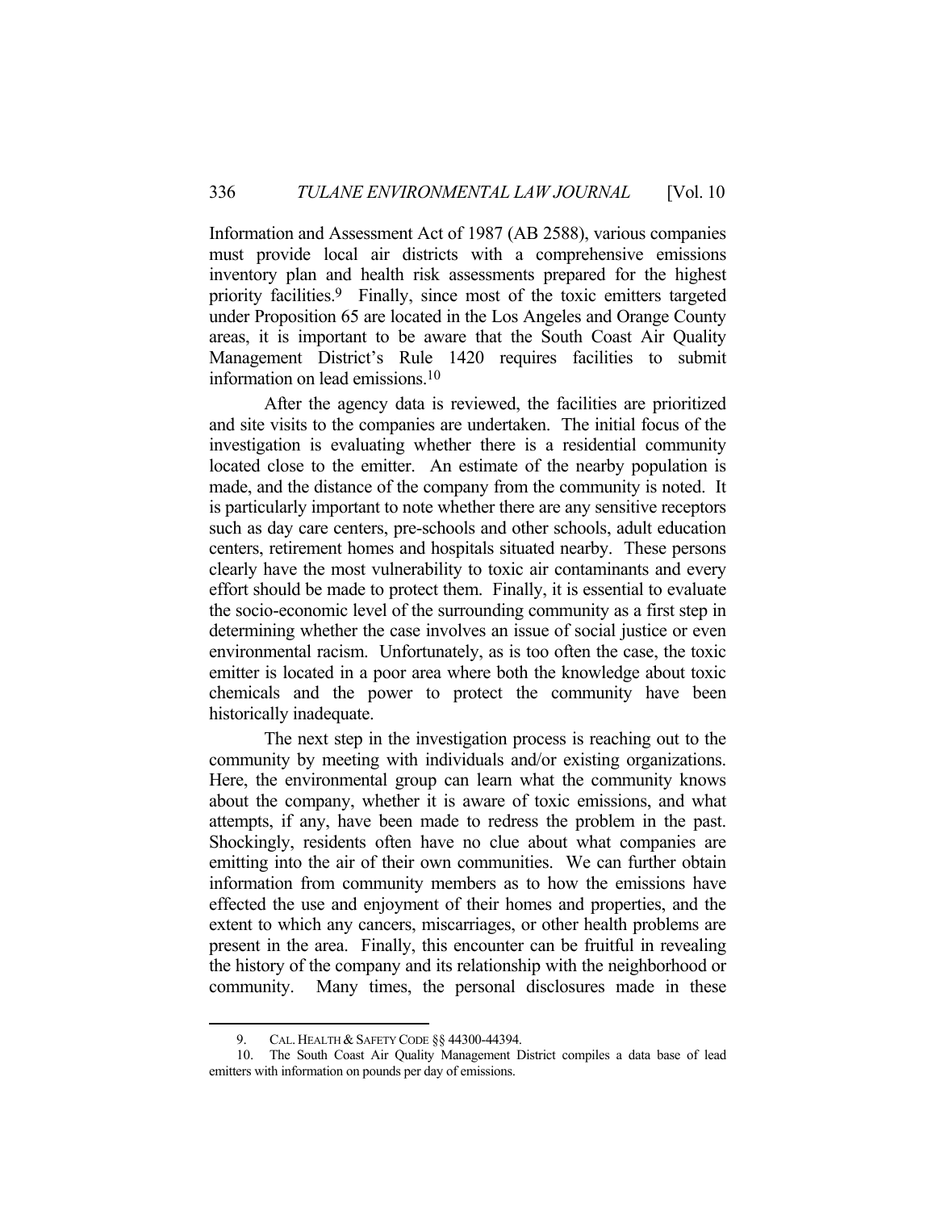Information and Assessment Act of 1987 (AB 2588), various companies must provide local air districts with a comprehensive emissions inventory plan and health risk assessments prepared for the highest priority facilities.[9] Finally, since most of the toxic emitters targeted under Proposition 65 are located in the Los Angeles and Orange County areas, it is important to be aware that the South Coast Air Quality Management District's Rule 1420 requires facilities to submit information on lead emissions.[10]

After the agency data is reviewed, the facilities are prioritized and site visits to the companies are undertaken. The initial focus of the investigation is evaluating whether there is a residential community located close to the emitter. An estimate of the nearby population is made, and the distance of the company from the community is noted. It is particularly important to note whether there are any sensitive receptors such as day care centers, pre-schools and other schools, adult education centers, retirement homes and hospitals situated nearby. These persons clearly have the most vulnerability to toxic air contaminants and every effort should be made to protect them. Finally, it is essential to evaluate the socio-economic level of the surrounding community as a first step in determining whether the case involves an issue of social justice or even environmental racism. Unfortunately, as is too often the case, the toxic emitter is located in a poor area where both the knowledge about toxic chemicals and the power to protect the community have been historically inadequate.

The next step in the investigation process is reaching out to the community by meeting with individuals and/or existing organizations. Here, the environmental group can learn what the community knows about the company, whether it is aware of toxic emissions, and what attempts, if any, have been made to redress the problem in the past. Shockingly, residents often have no clue about what companies are emitting into the air of their own communities. We can further obtain information from community members as to how the emissions have effected the use and enjoyment of their homes and properties, and the extent to which any cancers, miscarriages, or other health problems are present in the area. Finally, this encounter can be fruitful in revealing the history of the company and its relationship with the neighborhood or community. Many times, the personal disclosures made in these

---

9. CAL. HEALTH & SAFETY CODE §§ 44300-44394.

10. The South Coast Air Quality Management District compiles a data base of lead emitters with information on pounds per day of emissions.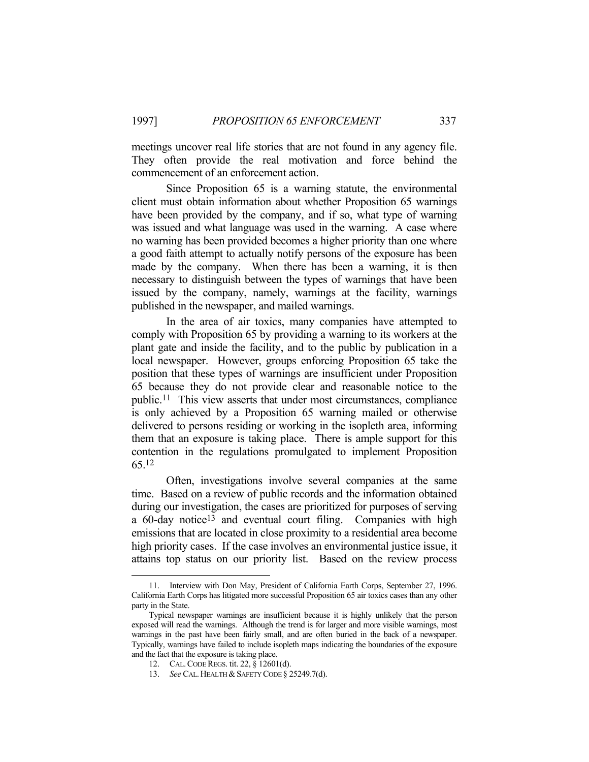meetings uncover real life stories that are not found in any agency file. They often provide the real motivation and force behind the commencement of an enforcement action.

Since Proposition 65 is a warning statute, the environmental client must obtain information about whether Proposition 65 warnings have been provided by the company, and if so, what type of warning was issued and what language was used in the warning. A case where no warning has been provided becomes a higher priority than one where a good faith attempt to actually notify persons of the exposure has been made by the company. When there has been a warning, it is then necessary to distinguish between the types of warnings that have been issued by the company, namely, warnings at the facility, warnings published in the newspaper, and mailed warnings.

In the area of air toxics, many companies have attempted to comply with Proposition 65 by providing a warning to its workers at the plant gate and inside the facility, and to the public by publication in a local newspaper. However, groups enforcing Proposition 65 take the position that these types of warnings are insufficient under Proposition 65 because they do not provide clear and reasonable notice to the public.[11] This view asserts that under most circumstances, compliance is only achieved by a Proposition 65 warning mailed or otherwise delivered to persons residing or working in the isopleth area, informing them that an exposure is taking place. There is ample support for this contention in the regulations promulgated to implement Proposition 65.[12]

Often, investigations involve several companies at the same time. Based on a review of public records and the information obtained during our investigation, the cases are prioritized for purposes of serving a 60-day notice[13] and eventual court filing. Companies with high emissions that are located in close proximity to a residential area become high priority cases. If the case involves an environmental justice issue, it attains top status on our priority list. Based on the review process

---

11. Interview with Don May, President of California Earth Corps, September 27, 1996. California Earth Corps has litigated more successful Proposition 65 air toxics cases than any other party in the State.

Typical newspaper warnings are insufficient because it is highly unlikely that the person exposed will read the warnings. Although the trend is for larger and more visible warnings, most warnings in the past have been fairly small, and are often buried in the back of a newspaper. Typically, warnings have failed to include isopleth maps indicating the boundaries of the exposure and the fact that the exposure is taking place.

12. CAL. CODE REGS. tit. 22, § 12601(d).

13. *See* CAL. HEALTH & SAFETY CODE § 25249.7(d).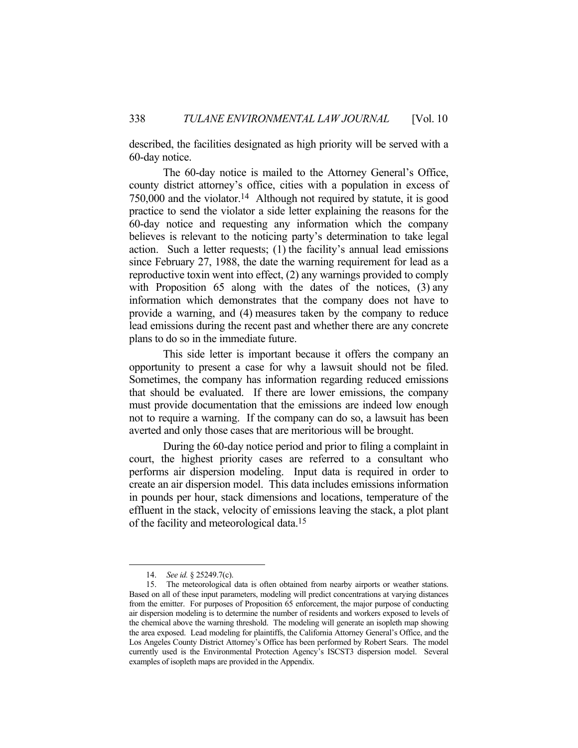described, the facilities designated as high priority will be served with a 60-day notice.

The 60-day notice is mailed to the Attorney General's Office, county district attorney's office, cities with a population in excess of 750,000 and the violator.[14] Although not required by statute, it is good practice to send the violator a side letter explaining the reasons for the 60-day notice and requesting any information which the company believes is relevant to the noticing party's determination to take legal action. Such a letter requests; (1) the facility's annual lead emissions since February 27, 1988, the date the warning requirement for lead as a reproductive toxin went into effect, (2) any warnings provided to comply with Proposition 65 along with the dates of the notices, (3) any information which demonstrates that the company does not have to provide a warning, and (4) measures taken by the company to reduce lead emissions during the recent past and whether there are any concrete plans to do so in the immediate future.

This side letter is important because it offers the company an opportunity to present a case for why a lawsuit should not be filed. Sometimes, the company has information regarding reduced emissions that should be evaluated. If there are lower emissions, the company must provide documentation that the emissions are indeed low enough not to require a warning. If the company can do so, a lawsuit has been averted and only those cases that are meritorious will be brought.

During the 60-day notice period and prior to filing a complaint in court, the highest priority cases are referred to a consultant who performs air dispersion modeling. Input data is required in order to create an air dispersion model. This data includes emissions information in pounds per hour, stack dimensions and locations, temperature of the effluent in the stack, velocity of emissions leaving the stack, a plot plant of the facility and meteorological data.[15]

---

14. *See id.* § 25249.7(c).

15. The meteorological data is often obtained from nearby airports or weather stations. Based on all of these input parameters, modeling will predict concentrations at varying distances from the emitter. For purposes of Proposition 65 enforcement, the major purpose of conducting air dispersion modeling is to determine the number of residents and workers exposed to levels of the chemical above the warning threshold. The modeling will generate an isopleth map showing the area exposed. Lead modeling for plaintiffs, the California Attorney General's Office, and the Los Angeles County District Attorney's Office has been performed by Robert Sears. The model currently used is the Environmental Protection Agency's ISCST3 dispersion model. Several examples of isopleth maps are provided in the Appendix.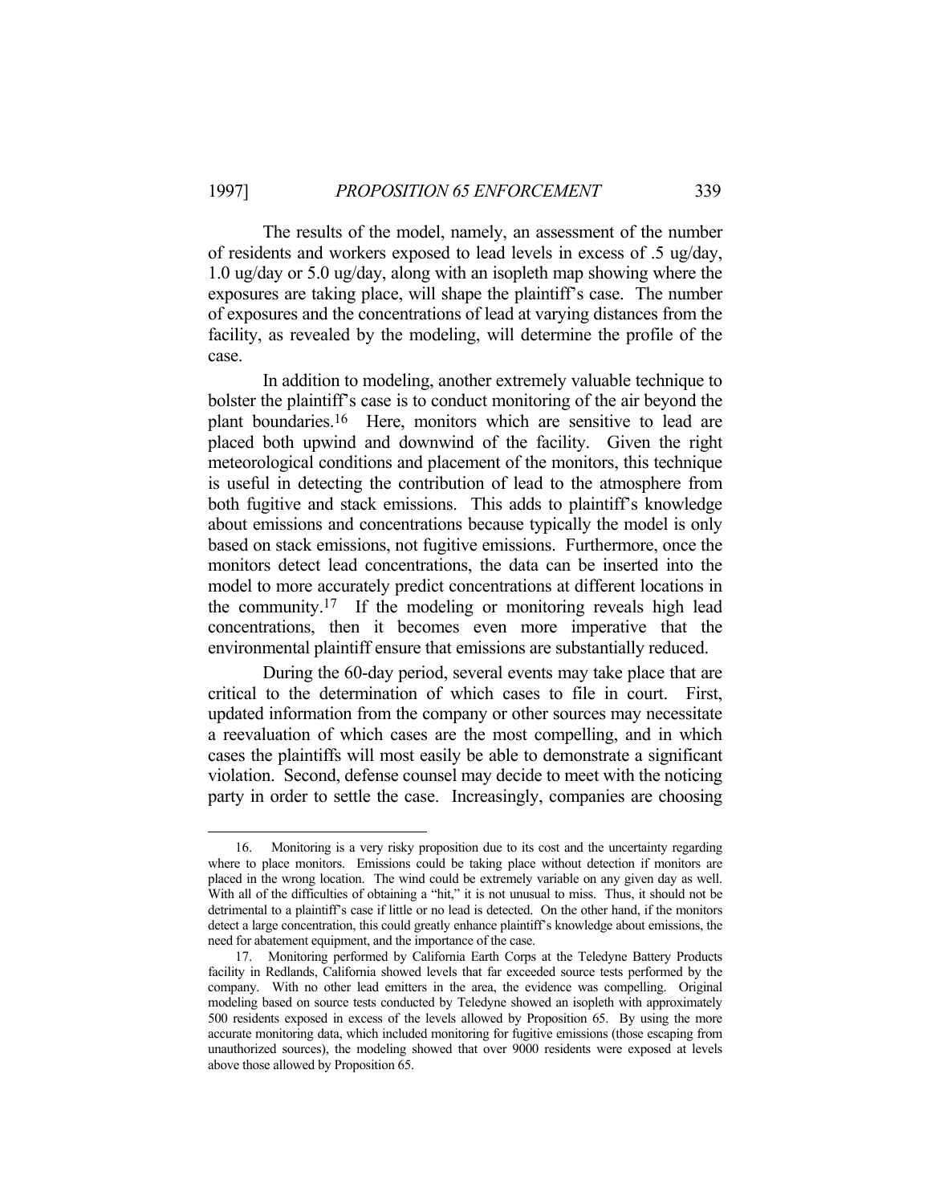The results of the model, namely, an assessment of the number of residents and workers exposed to lead levels in excess of .5 ug/day, 1.0 ug/day or 5.0 ug/day, along with an isopleth map showing where the exposures are taking place, will shape the plaintiff's case. The number of exposures and the concentrations of lead at varying distances from the facility, as revealed by the modeling, will determine the profile of the case.

In addition to modeling, another extremely valuable technique to bolster the plaintiff's case is to conduct monitoring of the air beyond the plant boundaries.[16] Here, monitors which are sensitive to lead are placed both upwind and downwind of the facility. Given the right meteorological conditions and placement of the monitors, this technique is useful in detecting the contribution of lead to the atmosphere from both fugitive and stack emissions. This adds to plaintiff's knowledge about emissions and concentrations because typically the model is only based on stack emissions, not fugitive emissions. Furthermore, once the monitors detect lead concentrations, the data can be inserted into the model to more accurately predict concentrations at different locations in the community.[17] If the modeling or monitoring reveals high lead concentrations, then it becomes even more imperative that the environmental plaintiff ensure that emissions are substantially reduced.

During the 60-day period, several events may take place that are critical to the determination of which cases to file in court. First, updated information from the company or other sources may necessitate a reevaluation of which cases are the most compelling, and in which cases the plaintiffs will most easily be able to demonstrate a significant violation. Second, defense counsel may decide to meet with the noticing party in order to settle the case. Increasingly, companies are choosing

---

16. Monitoring is a very risky proposition due to its cost and the uncertainty regarding where to place monitors. Emissions could be taking place without detection if monitors are placed in the wrong location. The wind could be extremely variable on any given day as well. With all of the difficulties of obtaining a "hit," it is not unusual to miss. Thus, it should not be detrimental to a plaintiff's case if little or no lead is detected. On the other hand, if the monitors detect a large concentration, this could greatly enhance plaintiff's knowledge about emissions, the need for abatement equipment, and the importance of the case.

17. Monitoring performed by California Earth Corps at the Teledyne Battery Products facility in Redlands, California showed levels that far exceeded source tests performed by the company. With no other lead emitters in the area, the evidence was compelling. Original modeling based on source tests conducted by Teledyne showed an isopleth with approximately 500 residents exposed in excess of the levels allowed by Proposition 65. By using the more accurate monitoring data, which included monitoring for fugitive emissions (those escaping from unauthorized sources), the modeling showed that over 9000 residents were exposed at levels above those allowed by Proposition 65.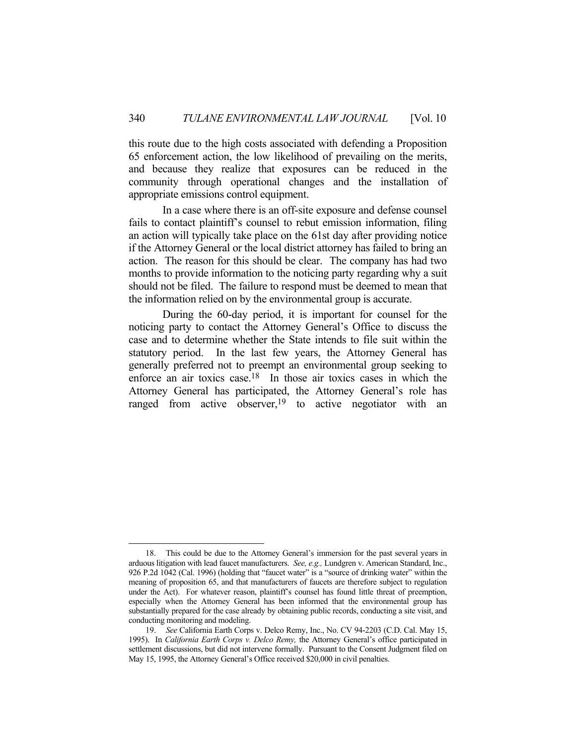this route due to the high costs associated with defending a Proposition 65 enforcement action, the low likelihood of prevailing on the merits, and because they realize that exposures can be reduced in the community through operational changes and the installation of appropriate emissions control equipment.

In a case where there is an off-site exposure and defense counsel fails to contact plaintiff's counsel to rebut emission information, filing an action will typically take place on the 61st day after providing notice if the Attorney General or the local district attorney has failed to bring an action. The reason for this should be clear. The company has had two months to provide information to the noticing party regarding why a suit should not be filed. The failure to respond must be deemed to mean that the information relied on by the environmental group is accurate.

During the 60-day period, it is important for counsel for the noticing party to contact the Attorney General's Office to discuss the case and to determine whether the State intends to file suit within the statutory period. In the last few years, the Attorney General has generally preferred not to preempt an environmental group seeking to enforce an air toxics case.[18] In those air toxics cases in which the Attorney General has participated, the Attorney General's role has ranged from active observer,[19] to active negotiator with an

---

18. This could be due to the Attorney General's immersion for the past several years in arduous litigation with lead faucet manufacturers. *See, e.g.,* Lundgren v. American Standard, Inc., 926 P.2d 1042 (Cal. 1996) (holding that "faucet water" is a "source of drinking water" within the meaning of proposition 65, and that manufacturers of faucets are therefore subject to regulation under the Act). For whatever reason, plaintiff's counsel has found little threat of preemption, especially when the Attorney General has been informed that the environmental group has substantially prepared for the case already by obtaining public records, conducting a site visit, and conducting monitoring and modeling.

19. *See* California Earth Corps v. Delco Remy, Inc., No. CV 94-2203 (C.D. Cal. May 15, 1995). In *California Earth Corps v. Delco Remy,* the Attorney General's office participated in settlement discussions, but did not intervene formally. Pursuant to the Consent Judgment filed on May 15, 1995, the Attorney General's Office received $20,000 in civil penalties.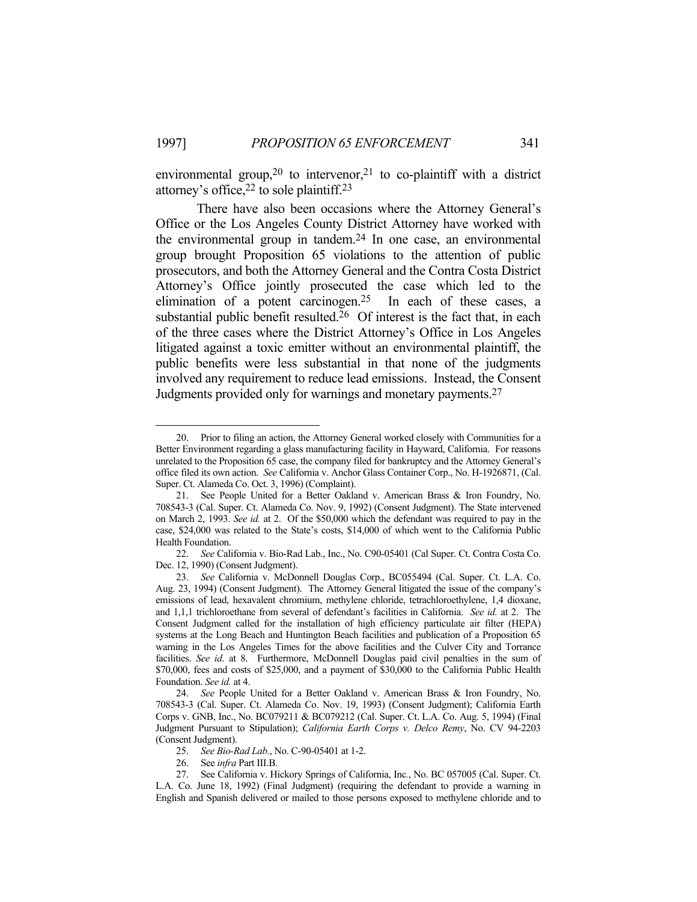environmental group,[20] to intervenor,[21] to co-plaintiff with a district attorney's office,[22] to sole plaintiff.[23]

There have also been occasions where the Attorney General's Office or the Los Angeles County District Attorney have worked with the environmental group in tandem.[24] In one case, an environmental group brought Proposition 65 violations to the attention of public prosecutors, and both the Attorney General and the Contra Costa District Attorney's Office jointly prosecuted the case which led to the elimination of a potent carcinogen.[25] In each of these cases, a substantial public benefit resulted.[26] Of interest is the fact that, in each of the three cases where the District Attorney's Office in Los Angeles litigated against a toxic emitter without an environmental plaintiff, the public benefits were less substantial in that none of the judgments involved any requirement to reduce lead emissions. Instead, the Consent Judgments provided only for warnings and monetary payments.[27]

---

20. Prior to filing an action, the Attorney General worked closely with Communities for a Better Environment regarding a glass manufacturing facility in Hayward, California. For reasons unrelated to the Proposition 65 case, the company filed for bankruptcy and the Attorney General's office filed its own action. *See* California v. Anchor Glass Container Corp., No. H-1926871, (Cal. Super. Ct. Alameda Co. Oct. 3, 1996) (Complaint).

21. See People United for a Better Oakland v. American Brass & Iron Foundry, No. 708543-3 (Cal. Super. Ct. Alameda Co. Nov. 9, 1992) (Consent Judgment). The State intervened on March 2, 1993. *See id.* at 2. Of the $50,000 which the defendant was required to pay in the case, $24,000 was related to the State's costs, $14,000 of which went to the California Public Health Foundation.

22. *See* California v. Bio-Rad Lab., Inc., No. C90-05401 (Cal Super. Ct. Contra Costa Co. Dec. 12, 1990) (Consent Judgment).

23. *See* California v. McDonnell Douglas Corp., BC055494 (Cal. Super. Ct. L.A. Co. Aug. 23, 1994) (Consent Judgment). The Attorney General litigated the issue of the company's emissions of lead, hexavalent chromium, methylene chloride, tetrachloroethylene, 1,4 dioxane, and 1,1,1 trichloroethane from several of defendant's facilities in California. *See id.* at 2. The Consent Judgment called for the installation of high efficiency particulate air filter (HEPA) systems at the Long Beach and Huntington Beach facilities and publication of a Proposition 65 warning in the Los Angeles Times for the above facilities and the Culver City and Torrance facilities. *See id*. at 8. Furthermore, McDonnell Douglas paid civil penalties in the sum of $70,000, fees and costs of $25,000, and a payment of $30,000 to the California Public Health Foundation. *See id.* at 4.

24. *See* People United for a Better Oakland v. American Brass & Iron Foundry, No. 708543-3 (Cal. Super. Ct. Alameda Co. Nov. 19, 1993) (Consent Judgment); California Earth Corps v. GNB, Inc., No. BC079211 & BC079212 (Cal. Super. Ct. L.A. Co. Aug. 5, 1994) (Final Judgment Pursuant to Stipulation); *California Earth Corps v. Delco Remy*, No. CV 94-2203 (Consent Judgment).

25. *See Bio-Rad Lab.*, No. C-90-05401 at 1-2.

26. See *infra* Part III.B.

27. See California v. Hickory Springs of California, Inc., No. BC 057005 (Cal. Super. Ct. L.A. Co. June 18, 1992) (Final Judgment) (requiring the defendant to provide a warning in English and Spanish delivered or mailed to those persons exposed to methylene chloride and to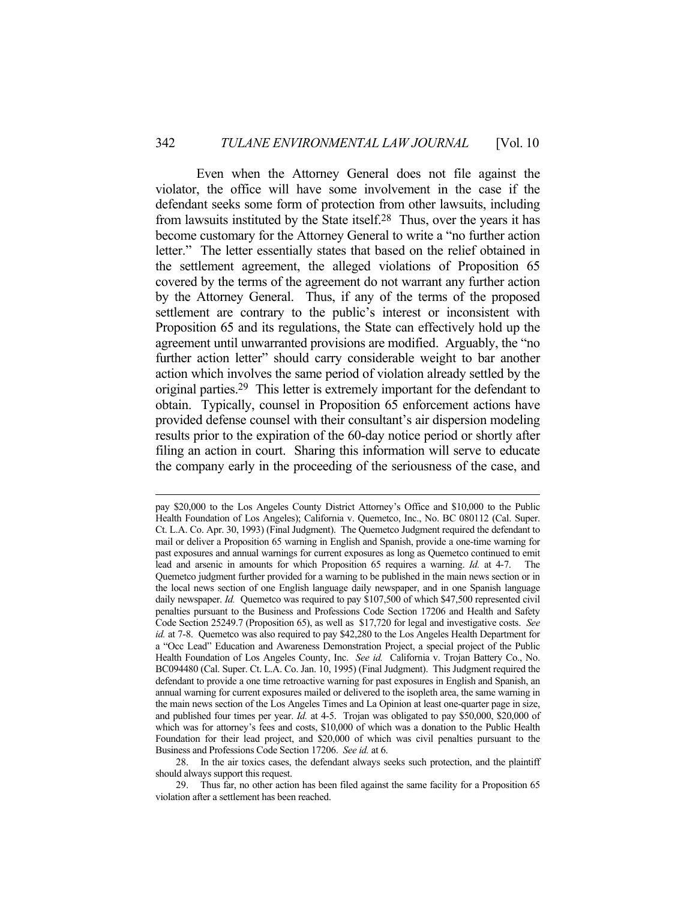Even when the Attorney General does not file against the violator, the office will have some involvement in the case if the defendant seeks some form of protection from other lawsuits, including from lawsuits instituted by the State itself.[28] Thus, over the years it has become customary for the Attorney General to write a "no further action letter." The letter essentially states that based on the relief obtained in the settlement agreement, the alleged violations of Proposition 65 covered by the terms of the agreement do not warrant any further action by the Attorney General. Thus, if any of the terms of the proposed settlement are contrary to the public's interest or inconsistent with Proposition 65 and its regulations, the State can effectively hold up the agreement until unwarranted provisions are modified. Arguably, the "no further action letter" should carry considerable weight to bar another action which involves the same period of violation already settled by the original parties.[29] This letter is extremely important for the defendant to obtain. Typically, counsel in Proposition 65 enforcement actions have provided defense counsel with their consultant's air dispersion modeling results prior to the expiration of the 60-day notice period or shortly after filing an action in court. Sharing this information will serve to educate the company early in the proceeding of the seriousness of the case, and

---

pay $20,000 to the Los Angeles County District Attorney's Office and $10,000 to the Public Health Foundation of Los Angeles); California v. Quemetco, Inc., No. BC 080112 (Cal. Super. Ct. L.A. Co. Apr. 30, 1993) (Final Judgment). The Quemetco Judgment required the defendant to mail or deliver a Proposition 65 warning in English and Spanish, provide a one-time warning for past exposures and annual warnings for current exposures as long as Quemetco continued to emit lead and arsenic in amounts for which Proposition 65 requires a warning. *Id.* at 4-7. The Quemetco judgment further provided for a warning to be published in the main news section or in the local news section of one English language daily newspaper, and in one Spanish language daily newspaper. *Id.* Quemetco was required to pay $107,500 of which $47,500 represented civil penalties pursuant to the Business and Professions Code Section 17206 and Health and Safety Code Section 25249.7 (Proposition 65), as well as $17,720 for legal and investigative costs. *See id.* at 7-8. Quemetco was also required to pay $42,280 to the Los Angeles Health Department for a "Occ Lead" Education and Awareness Demonstration Project, a special project of the Public Health Foundation of Los Angeles County, Inc. *See id.* California v. Trojan Battery Co., No. BC094480 (Cal. Super. Ct. L.A. Co. Jan. 10, 1995) (Final Judgment). This Judgment required the defendant to provide a one time retroactive warning for past exposures in English and Spanish, an annual warning for current exposures mailed or delivered to the isopleth area, the same warning in the main news section of the Los Angeles Times and La Opinion at least one-quarter page in size, and published four times per year. *Id.* at 4-5. Trojan was obligated to pay $50,000, $20,000 of which was for attorney's fees and costs, $10,000 of which was a donation to the Public Health Foundation for their lead project, and $20,000 of which was civil penalties pursuant to the Business and Professions Code Section 17206. *See id.* at 6.

28. In the air toxics cases, the defendant always seeks such protection, and the plaintiff should always support this request.

29. Thus far, no other action has been filed against the same facility for a Proposition 65 violation after a settlement has been reached.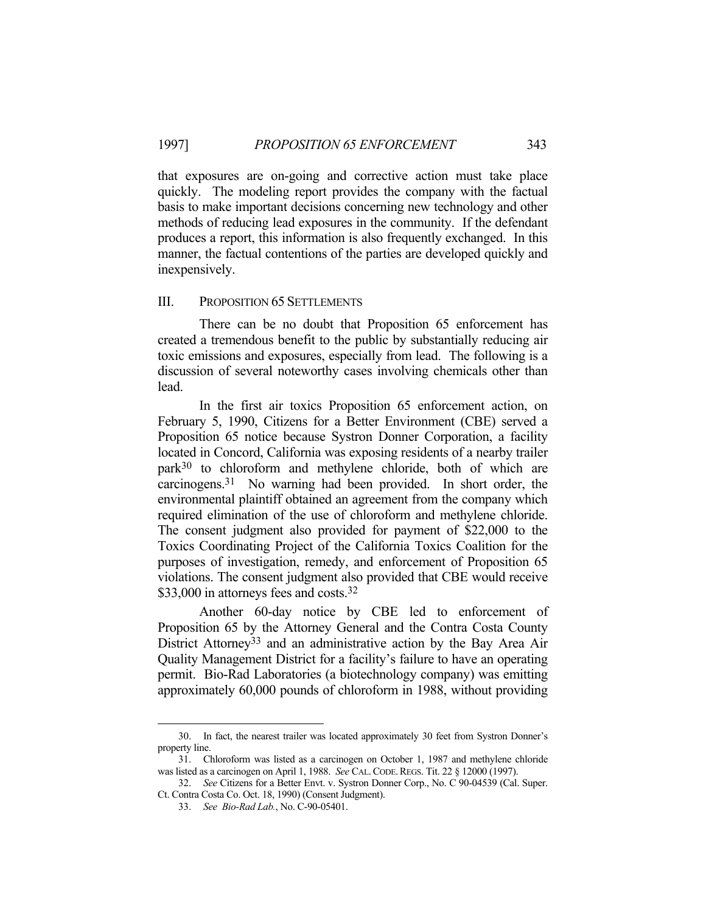that exposures are on-going and corrective action must take place quickly. The modeling report provides the company with the factual basis to make important decisions concerning new technology and other methods of reducing lead exposures in the community. If the defendant produces a report, this information is also frequently exchanged. In this manner, the factual contentions of the parties are developed quickly and inexpensively.

## III. PROPOSITION 65 SETTLEMENTS

There can be no doubt that Proposition 65 enforcement has created a tremendous benefit to the public by substantially reducing air toxic emissions and exposures, especially from lead. The following is a discussion of several noteworthy cases involving chemicals other than lead.

In the first air toxics Proposition 65 enforcement action, on February 5, 1990, Citizens for a Better Environment (CBE) served a Proposition 65 notice because Systron Donner Corporation, a facility located in Concord, California was exposing residents of a nearby trailer park[30] to chloroform and methylene chloride, both of which are carcinogens.[31] No warning had been provided. In short order, the environmental plaintiff obtained an agreement from the company which required elimination of the use of chloroform and methylene chloride. The consent judgment also provided for payment of $22,000 to the Toxics Coordinating Project of the California Toxics Coalition for the purposes of investigation, remedy, and enforcement of Proposition 65 violations. The consent judgment also provided that CBE would receive $33,000 in attorneys fees and costs.[32]

Another 60-day notice by CBE led to enforcement of Proposition 65 by the Attorney General and the Contra Costa County District Attorney[33] and an administrative action by the Bay Area Air Quality Management District for a facility's failure to have an operating permit. Bio-Rad Laboratories (a biotechnology company) was emitting approximately 60,000 pounds of chloroform in 1988, without providing

---

30. In fact, the nearest trailer was located approximately 30 feet from Systron Donner's property line.

31. Chloroform was listed as a carcinogen on October 1, 1987 and methylene chloride was listed as a carcinogen on April 1, 1988. *See* CAL. CODE. REGS. Tit. 22 § 12000 (1997).

32. *See* Citizens for a Better Envt. v. Systron Donner Corp., No. C 90-04539 (Cal. Super. Ct. Contra Costa Co. Oct. 18, 1990) (Consent Judgment).

33. *See Bio-Rad Lab.*, No. C-90-05401.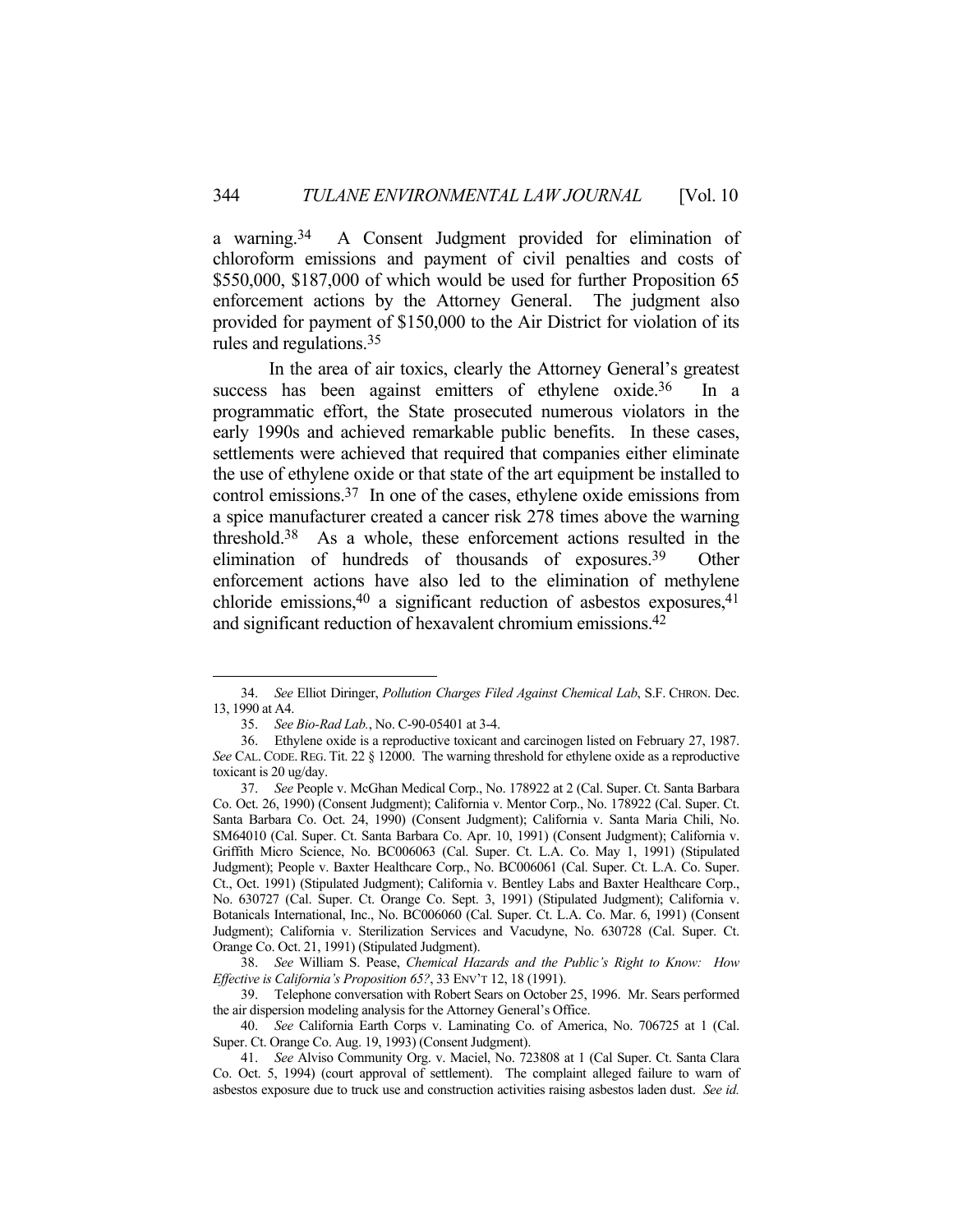a warning.[34] A Consent Judgment provided for elimination of chloroform emissions and payment of civil penalties and costs of \$550,000, \$187,000 of which would be used for further Proposition 65 enforcement actions by the Attorney General. The judgment also provided for payment of \$150,000 to the Air District for violation of its rules and regulations.[35]

In the area of air toxics, clearly the Attorney General's greatest success has been against emitters of ethylene oxide.[36] In a programmatic effort, the State prosecuted numerous violators in the early 1990s and achieved remarkable public benefits. In these cases, settlements were achieved that required that companies either eliminate the use of ethylene oxide or that state of the art equipment be installed to control emissions.[37] In one of the cases, ethylene oxide emissions from a spice manufacturer created a cancer risk 278 times above the warning threshold.[38] As a whole, these enforcement actions resulted in the elimination of hundreds of thousands of exposures.[39] Other enforcement actions have also led to the elimination of methylene chloride emissions,[40] a significant reduction of asbestos exposures,[41] and significant reduction of hexavalent chromium emissions.[42]

---

34. *See* Elliot Diringer, *Pollution Charges Filed Against Chemical Lab*, S.F. CHRON. Dec. 13, 1990 at A4.

35. *See Bio-Rad Lab.*, No. C-90-05401 at 3-4.

36. Ethylene oxide is a reproductive toxicant and carcinogen listed on February 27, 1987. *See* CAL. CODE. REG. Tit. 22 § 12000. The warning threshold for ethylene oxide as a reproductive toxicant is 20 ug/day.

37. *See* People v. McGhan Medical Corp., No. 178922 at 2 (Cal. Super. Ct. Santa Barbara Co. Oct. 26, 1990) (Consent Judgment); California v. Mentor Corp., No. 178922 (Cal. Super. Ct. Santa Barbara Co. Oct. 24, 1990) (Consent Judgment); California v. Santa Maria Chili, No. SM64010 (Cal. Super. Ct. Santa Barbara Co. Apr. 10, 1991) (Consent Judgment); California v. Griffith Micro Science, No. BC006063 (Cal. Super. Ct. L.A. Co. May 1, 1991) (Stipulated Judgment); People v. Baxter Healthcare Corp., No. BC006061 (Cal. Super. Ct. L.A. Co. Super. Ct., Oct. 1991) (Stipulated Judgment); California v. Bentley Labs and Baxter Healthcare Corp., No. 630727 (Cal. Super. Ct. Orange Co. Sept. 3, 1991) (Stipulated Judgment); California v. Botanicals International, Inc., No. BC006060 (Cal. Super. Ct. L.A. Co. Mar. 6, 1991) (Consent Judgment); California v. Sterilization Services and Vacudyne, No. 630728 (Cal. Super. Ct. Orange Co. Oct. 21, 1991) (Stipulated Judgment).

38. *See* William S. Pease, *Chemical Hazards and the Public's Right to Know: How Effective is California's Proposition 65?*, 33 ENV'T 12, 18 (1991).

39. Telephone conversation with Robert Sears on October 25, 1996. Mr. Sears performed the air dispersion modeling analysis for the Attorney General's Office.

40. *See* California Earth Corps v. Laminating Co. of America, No. 706725 at 1 (Cal. Super. Ct. Orange Co. Aug. 19, 1993) (Consent Judgment).

41. *See* Alviso Community Org. v. Maciel, No. 723808 at 1 (Cal Super. Ct. Santa Clara Co. Oct. 5, 1994) (court approval of settlement). The complaint alleged failure to warn of asbestos exposure due to truck use and construction activities raising asbestos laden dust. *See id.*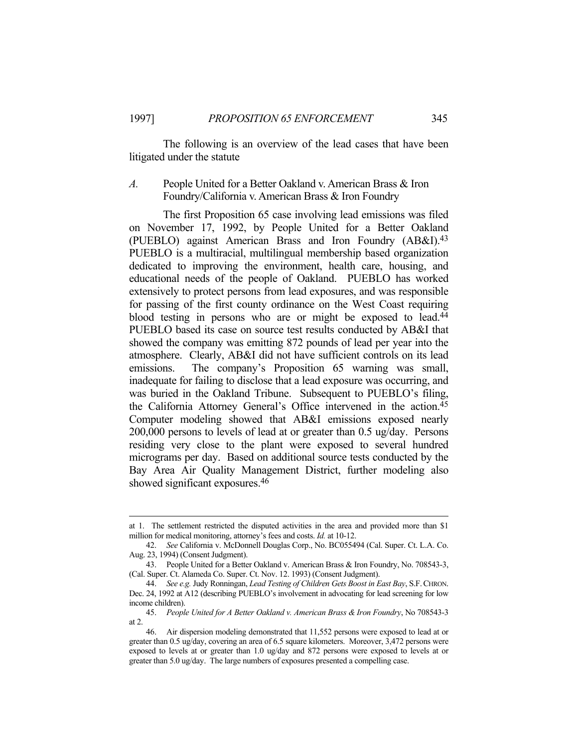The following is an overview of the lead cases that have been litigated under the statute

### *A.* People United for a Better Oakland v. American Brass & Iron Foundry/California v. American Brass & Iron Foundry

The first Proposition 65 case involving lead emissions was filed on November 17, 1992, by People United for a Better Oakland (PUEBLO) against American Brass and Iron Foundry (AB&I).[43] PUEBLO is a multiracial, multilingual membership based organization dedicated to improving the environment, health care, housing, and educational needs of the people of Oakland. PUEBLO has worked extensively to protect persons from lead exposures, and was responsible for passing of the first county ordinance on the West Coast requiring blood testing in persons who are or might be exposed to lead.[44] PUEBLO based its case on source test results conducted by AB&I that showed the company was emitting 872 pounds of lead per year into the atmosphere. Clearly, AB&I did not have sufficient controls on its lead emissions. The company's Proposition 65 warning was small, inadequate for failing to disclose that a lead exposure was occurring, and was buried in the Oakland Tribune. Subsequent to PUEBLO's filing, the California Attorney General's Office intervened in the action.[45] Computer modeling showed that AB&I emissions exposed nearly 200,000 persons to levels of lead at or greater than 0.5 ug/day. Persons residing very close to the plant were exposed to several hundred micrograms per day. Based on additional source tests conducted by the Bay Area Air Quality Management District, further modeling also showed significant exposures.[46]

---

at 1. The settlement restricted the disputed activities in the area and provided more than $1 million for medical monitoring, attorney's fees and costs. *Id.* at 10-12.

42. *See* California v. McDonnell Douglas Corp., No. BC055494 (Cal. Super. Ct. L.A. Co. Aug. 23, 1994) (Consent Judgment).

43. People United for a Better Oakland v. American Brass & Iron Foundry, No. 708543-3, (Cal. Super. Ct. Alameda Co. Super. Ct. Nov. 12. 1993) (Consent Judgment).

44. *See e.g.* Judy Ronningan, *Lead Testing of Children Gets Boost in East Bay*, S.F. CHRON. Dec. 24, 1992 at A12 (describing PUEBLO's involvement in advocating for lead screening for low income children).

45. *People United for A Better Oakland v. American Brass & Iron Foundry*, No 708543-3 at 2.

46. Air dispersion modeling demonstrated that 11,552 persons were exposed to lead at or greater than 0.5 ug/day, covering an area of 6.5 square kilometers. Moreover, 3,472 persons were exposed to levels at or greater than 1.0 ug/day and 872 persons were exposed to levels at or greater than 5.0 ug/day. The large numbers of exposures presented a compelling case.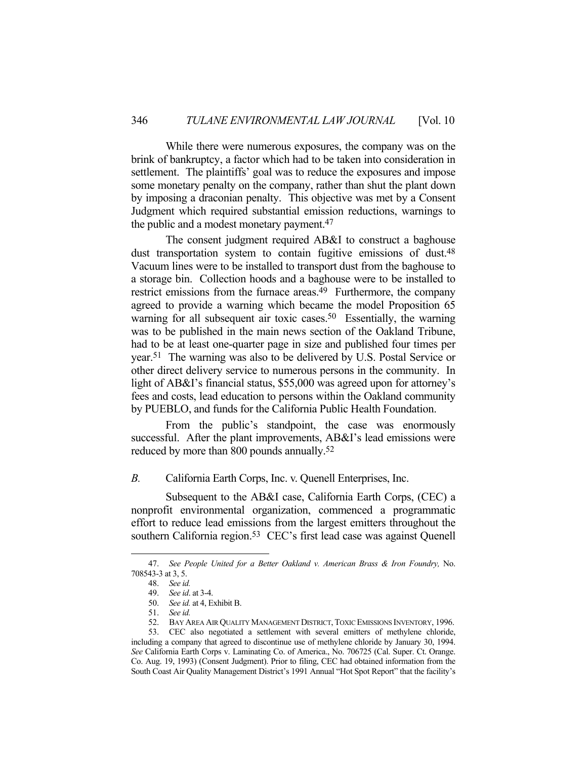While there were numerous exposures, the company was on the brink of bankruptcy, a factor which had to be taken into consideration in settlement. The plaintiffs' goal was to reduce the exposures and impose some monetary penalty on the company, rather than shut the plant down by imposing a draconian penalty. This objective was met by a Consent Judgment which required substantial emission reductions, warnings to the public and a modest monetary payment.[47]

The consent judgment required AB&I to construct a baghouse dust transportation system to contain fugitive emissions of dust.[48] Vacuum lines were to be installed to transport dust from the baghouse to a storage bin. Collection hoods and a baghouse were to be installed to restrict emissions from the furnace areas.[49] Furthermore, the company agreed to provide a warning which became the model Proposition 65 warning for all subsequent air toxic cases.[50] Essentially, the warning was to be published in the main news section of the Oakland Tribune, had to be at least one-quarter page in size and published four times per year.[51] The warning was also to be delivered by U.S. Postal Service or other direct delivery service to numerous persons in the community. In light of AB&I's financial status, $55,000 was agreed upon for attorney's fees and costs, lead education to persons within the Oakland community by PUEBLO, and funds for the California Public Health Foundation.

From the public's standpoint, the case was enormously successful. After the plant improvements, AB&I's lead emissions were reduced by more than 800 pounds annually.[52]

### *B.* California Earth Corps, Inc. v. Quenell Enterprises, Inc.

Subsequent to the AB&I case, California Earth Corps, (CEC) a nonprofit environmental organization, commenced a programmatic effort to reduce lead emissions from the largest emitters throughout the southern California region.[53] CEC's first lead case was against Quenell

---

47. *See People United for a Better Oakland v. American Brass & Iron Foundry,* No. 708543-3 at 3, 5.

48. *See id.*

49. *See id.* at 3-4.

50. *See id.* at 4, Exhibit B.

51. *See id.*

52. BAY AREA AIR QUALITY MANAGEMENT DISTRICT, TOXIC EMISSIONS INVENTORY, 1996.

53. CEC also negotiated a settlement with several emitters of methylene chloride, including a company that agreed to discontinue use of methylene chloride by January 30, 1994. *See* California Earth Corps v. Laminating Co. of America., No. 706725 (Cal. Super. Ct. Orange. Co. Aug. 19, 1993) (Consent Judgment). Prior to filing, CEC had obtained information from the South Coast Air Quality Management District's 1991 Annual "Hot Spot Report" that the facility's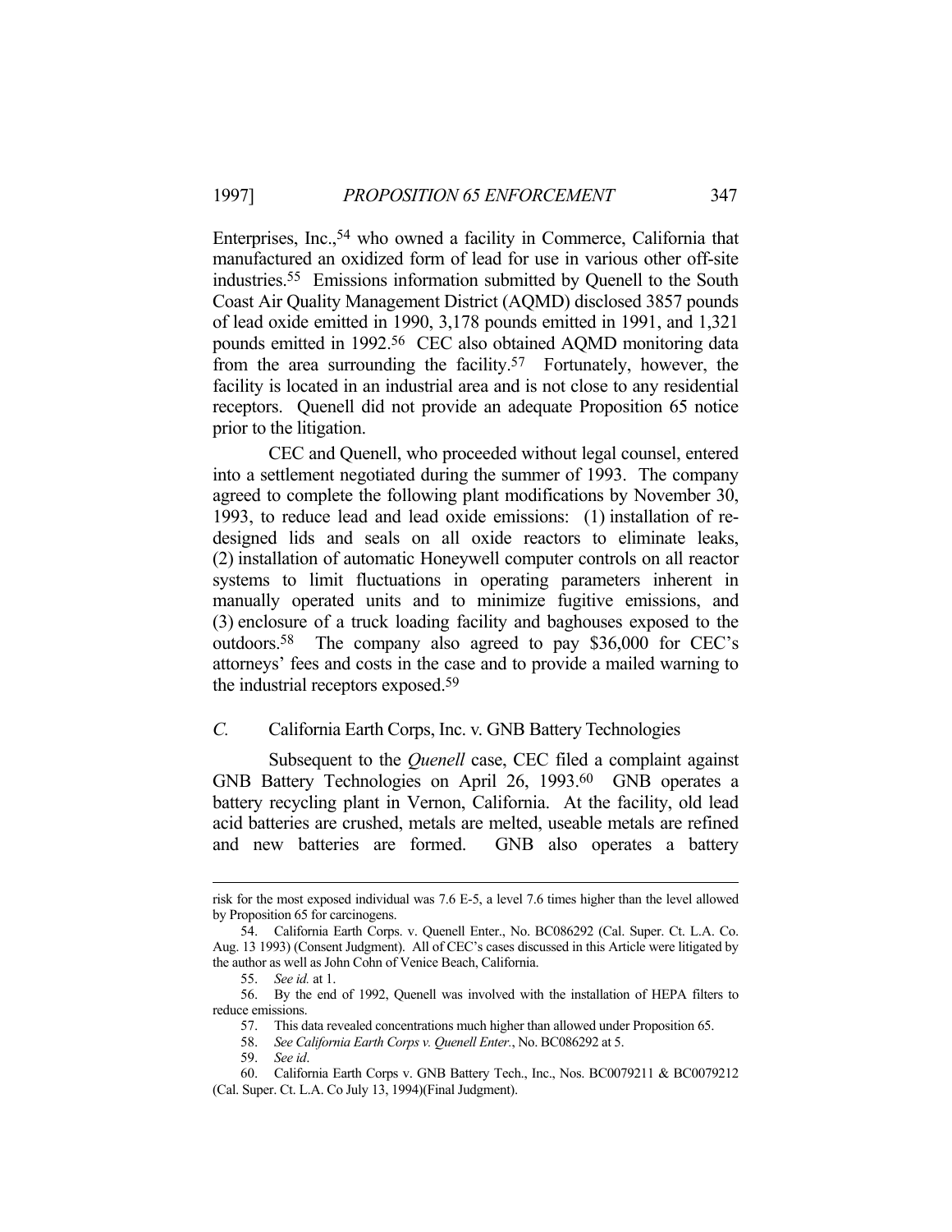Enterprises, Inc.,[54] who owned a facility in Commerce, California that manufactured an oxidized form of lead for use in various other off-site industries.[55] Emissions information submitted by Quenell to the South Coast Air Quality Management District (AQMD) disclosed 3857 pounds of lead oxide emitted in 1990, 3,178 pounds emitted in 1991, and 1,321 pounds emitted in 1992.[56] CEC also obtained AQMD monitoring data from the area surrounding the facility.[57] Fortunately, however, the facility is located in an industrial area and is not close to any residential receptors. Quenell did not provide an adequate Proposition 65 notice prior to the litigation.

CEC and Quenell, who proceeded without legal counsel, entered into a settlement negotiated during the summer of 1993. The company agreed to complete the following plant modifications by November 30, 1993, to reduce lead and lead oxide emissions: (1) installation of re-designed lids and seals on all oxide reactors to eliminate leaks, (2) installation of automatic Honeywell computer controls on all reactor systems to limit fluctuations in operating parameters inherent in manually operated units and to minimize fugitive emissions, and (3) enclosure of a truck loading facility and baghouses exposed to the outdoors.[58] The company also agreed to pay $36,000 for CEC's attorneys' fees and costs in the case and to provide a mailed warning to the industrial receptors exposed.[59]

### *C.* California Earth Corps, Inc. v. GNB Battery Technologies

Subsequent to the *Quenell* case, CEC filed a complaint against GNB Battery Technologies on April 26, 1993.[60] GNB operates a battery recycling plant in Vernon, California. At the facility, old lead acid batteries are crushed, metals are melted, useable metals are refined and new batteries are formed. GNB also operates a battery

---

risk for the most exposed individual was 7.6 E-5, a level 7.6 times higher than the level allowed by Proposition 65 for carcinogens.

54. California Earth Corps. v. Quenell Enter., No. BC086292 (Cal. Super. Ct. L.A. Co. Aug. 13 1993) (Consent Judgment). All of CEC's cases discussed in this Article were litigated by the author as well as John Cohn of Venice Beach, California.

55. *See id.* at 1.

56. By the end of 1992, Quenell was involved with the installation of HEPA filters to reduce emissions.

57. This data revealed concentrations much higher than allowed under Proposition 65.

58. *See California Earth Corps v. Quenell Enter.*, No. BC086292 at 5.

59. *See id*.

60. California Earth Corps v. GNB Battery Tech., Inc., Nos. BC0079211 & BC0079212 (Cal. Super. Ct. L.A. Co July 13, 1994)(Final Judgment).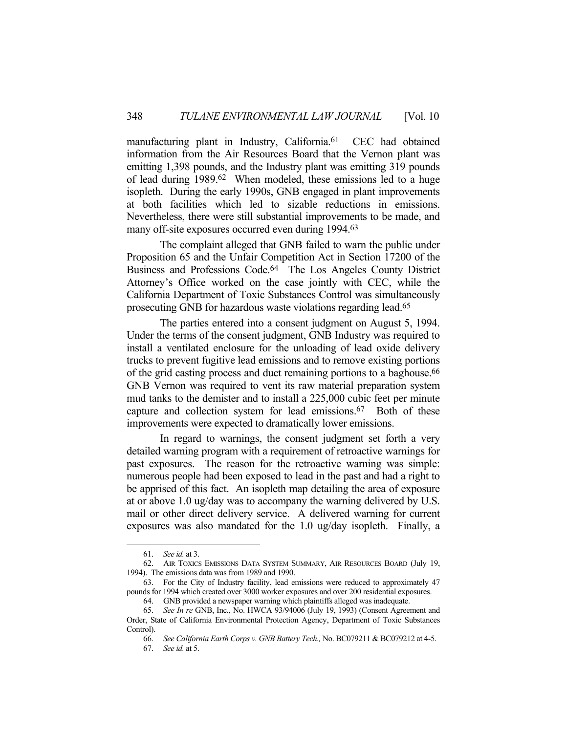manufacturing plant in Industry, California.[61] CEC had obtained information from the Air Resources Board that the Vernon plant was emitting 1,398 pounds, and the Industry plant was emitting 319 pounds of lead during 1989.[62] When modeled, these emissions led to a huge isopleth. During the early 1990s, GNB engaged in plant improvements at both facilities which led to sizable reductions in emissions. Nevertheless, there were still substantial improvements to be made, and many off-site exposures occurred even during 1994.[63]

The complaint alleged that GNB failed to warn the public under Proposition 65 and the Unfair Competition Act in Section 17200 of the Business and Professions Code.[64] The Los Angeles County District Attorney's Office worked on the case jointly with CEC, while the California Department of Toxic Substances Control was simultaneously prosecuting GNB for hazardous waste violations regarding lead.[65]

The parties entered into a consent judgment on August 5, 1994. Under the terms of the consent judgment, GNB Industry was required to install a ventilated enclosure for the unloading of lead oxide delivery trucks to prevent fugitive lead emissions and to remove existing portions of the grid casting process and duct remaining portions to a baghouse.[66] GNB Vernon was required to vent its raw material preparation system mud tanks to the demister and to install a 225,000 cubic feet per minute capture and collection system for lead emissions.[67] Both of these improvements were expected to dramatically lower emissions.

In regard to warnings, the consent judgment set forth a very detailed warning program with a requirement of retroactive warnings for past exposures. The reason for the retroactive warning was simple: numerous people had been exposed to lead in the past and had a right to be apprised of this fact. An isopleth map detailing the area of exposure at or above 1.0 ug/day was to accompany the warning delivered by U.S. mail or other direct delivery service. A delivered warning for current exposures was also mandated for the 1.0 ug/day isopleth. Finally, a

---

61. *See id.* at 3.

62. AIR TOXICS EMISSIONS DATA SYSTEM SUMMARY, AIR RESOURCES BOARD (July 19, 1994). The emissions data was from 1989 and 1990.

63. For the City of Industry facility, lead emissions were reduced to approximately 47 pounds for 1994 which created over 3000 worker exposures and over 200 residential exposures.

64. GNB provided a newspaper warning which plaintiffs alleged was inadequate.

65. *See In re* GNB, Inc., No. HWCA 93/94006 (July 19, 1993) (Consent Agreement and Order, State of California Environmental Protection Agency, Department of Toxic Substances Control).

66. *See California Earth Corps v. GNB Battery Tech.,* No. BC079211 & BC079212 at 4-5.

67. *See id.* at 5.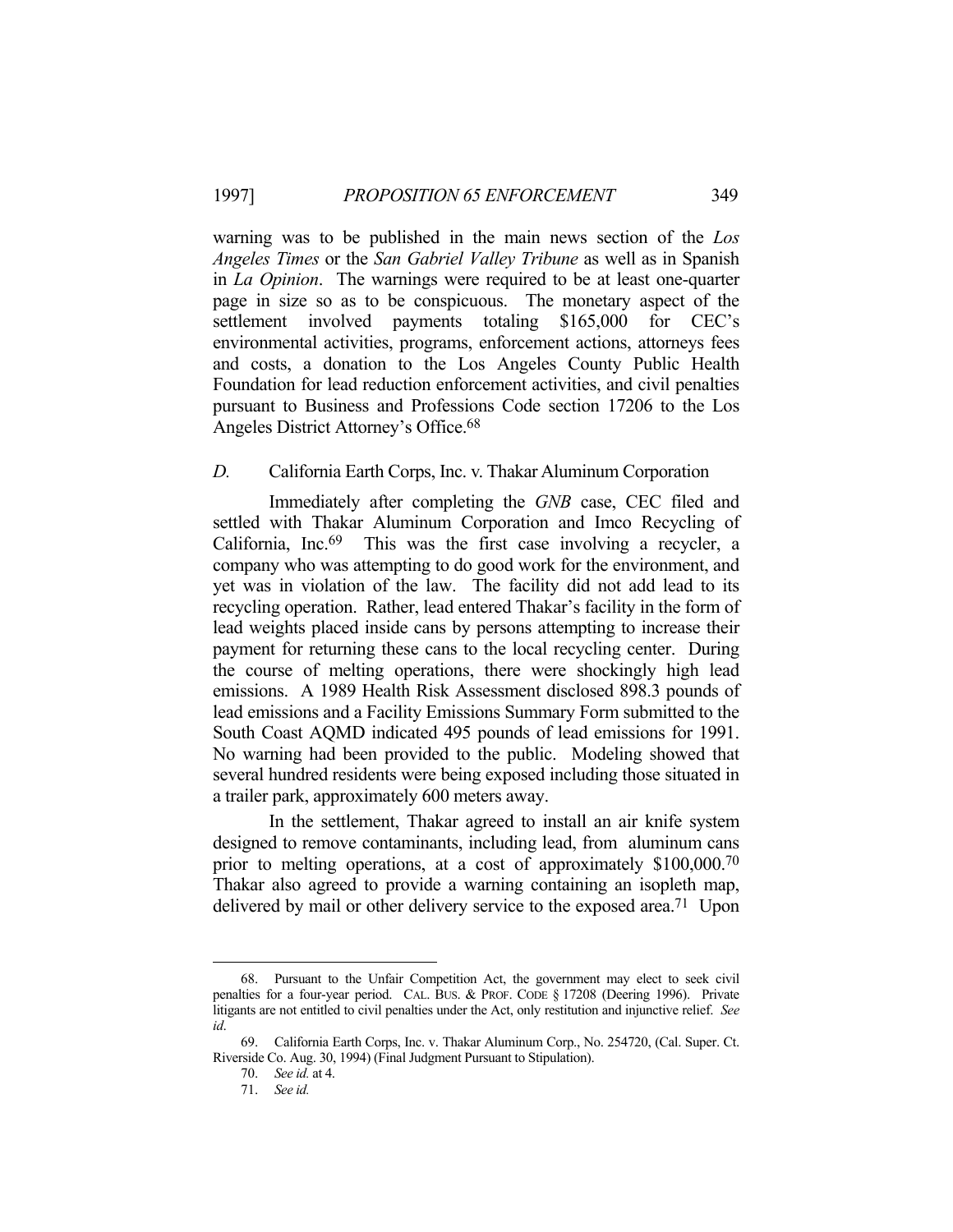warning was to be published in the main news section of the *Los Angeles Times* or the *San Gabriel Valley Tribune* as well as in Spanish in *La Opinion*. The warnings were required to be at least one-quarter page in size so as to be conspicuous. The monetary aspect of the settlement involved payments totaling $165,000 for CEC's environmental activities, programs, enforcement actions, attorneys fees and costs, a donation to the Los Angeles County Public Health Foundation for lead reduction enforcement activities, and civil penalties pursuant to Business and Professions Code section 17206 to the Los Angeles District Attorney's Office.[68]

### *D.* California Earth Corps, Inc. v. Thakar Aluminum Corporation

Immediately after completing the *GNB* case, CEC filed and settled with Thakar Aluminum Corporation and Imco Recycling of California, Inc.[69] This was the first case involving a recycler, a company who was attempting to do good work for the environment, and yet was in violation of the law. The facility did not add lead to its recycling operation. Rather, lead entered Thakar's facility in the form of lead weights placed inside cans by persons attempting to increase their payment for returning these cans to the local recycling center. During the course of melting operations, there were shockingly high lead emissions. A 1989 Health Risk Assessment disclosed 898.3 pounds of lead emissions and a Facility Emissions Summary Form submitted to the South Coast AQMD indicated 495 pounds of lead emissions for 1991. No warning had been provided to the public. Modeling showed that several hundred residents were being exposed including those situated in a trailer park, approximately 600 meters away.

In the settlement, Thakar agreed to install an air knife system designed to remove contaminants, including lead, from aluminum cans prior to melting operations, at a cost of approximately $100,000.[70] Thakar also agreed to provide a warning containing an isopleth map, delivered by mail or other delivery service to the exposed area.[71] Upon

---

68. Pursuant to the Unfair Competition Act, the government may elect to seek civil penalties for a four-year period. CAL. BUS. & PROF. CODE § 17208 (Deering 1996). Private litigants are not entitled to civil penalties under the Act, only restitution and injunctive relief. *See id*.

69. California Earth Corps, Inc. v. Thakar Aluminum Corp., No. 254720, (Cal. Super. Ct. Riverside Co. Aug. 30, 1994) (Final Judgment Pursuant to Stipulation).

70. *See id.* at 4.

71. *See id.*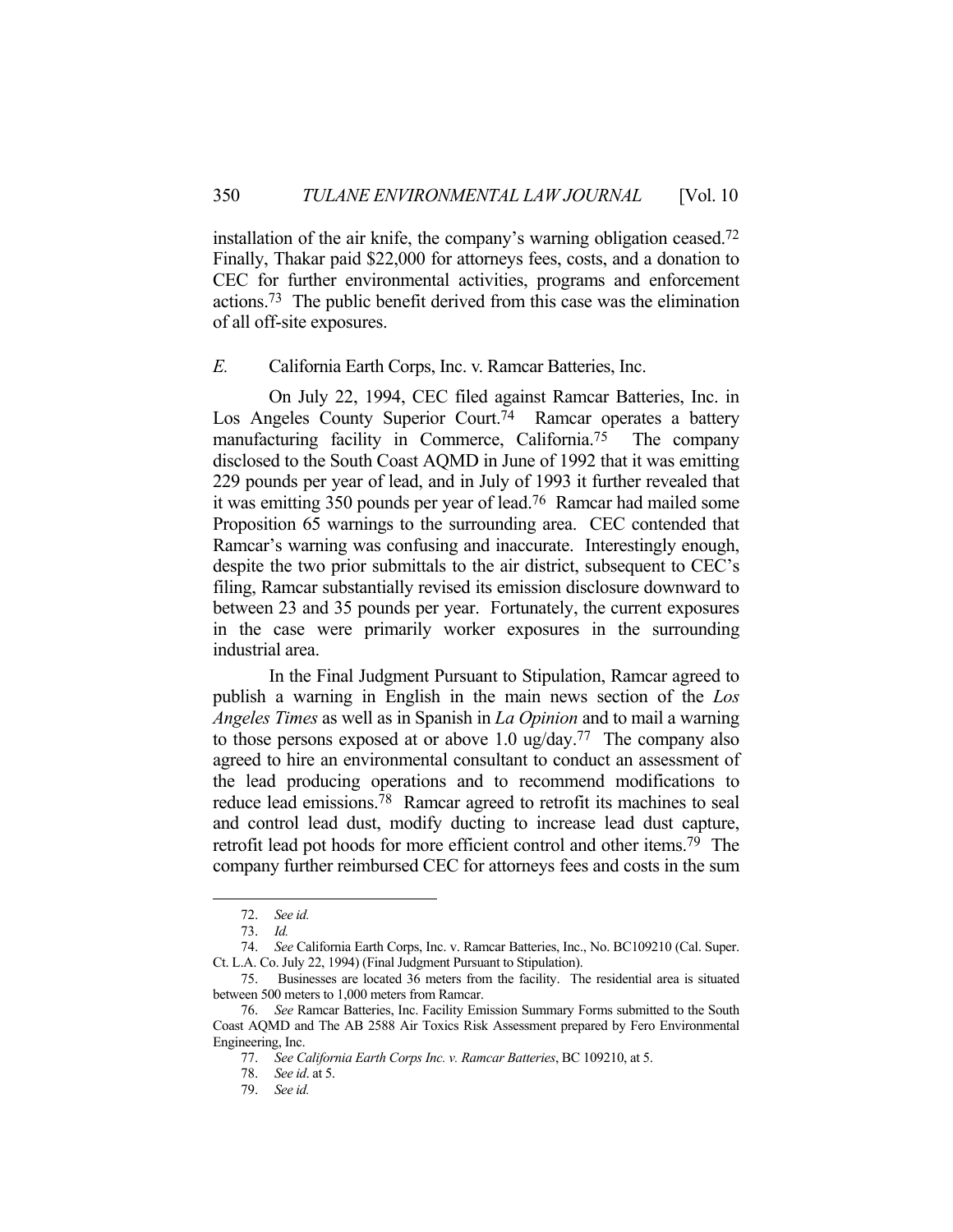installation of the air knife, the company's warning obligation ceased.[72] Finally, Thakar paid $22,000 for attorneys fees, costs, and a donation to CEC for further environmental activities, programs and enforcement actions.[73] The public benefit derived from this case was the elimination of all off-site exposures.

### *E.* California Earth Corps, Inc. v. Ramcar Batteries, Inc.

On July 22, 1994, CEC filed against Ramcar Batteries, Inc. in Los Angeles County Superior Court.[74] Ramcar operates a battery manufacturing facility in Commerce, California.[75] The company disclosed to the South Coast AQMD in June of 1992 that it was emitting 229 pounds per year of lead, and in July of 1993 it further revealed that it was emitting 350 pounds per year of lead.[76] Ramcar had mailed some Proposition 65 warnings to the surrounding area. CEC contended that Ramcar's warning was confusing and inaccurate. Interestingly enough, despite the two prior submittals to the air district, subsequent to CEC's filing, Ramcar substantially revised its emission disclosure downward to between 23 and 35 pounds per year. Fortunately, the current exposures in the case were primarily worker exposures in the surrounding industrial area.

In the Final Judgment Pursuant to Stipulation, Ramcar agreed to publish a warning in English in the main news section of the *Los Angeles Times* as well as in Spanish in *La Opinion* and to mail a warning to those persons exposed at or above 1.0 ug/day.[77] The company also agreed to hire an environmental consultant to conduct an assessment of the lead producing operations and to recommend modifications to reduce lead emissions.[78] Ramcar agreed to retrofit its machines to seal and control lead dust, modify ducting to increase lead dust capture, retrofit lead pot hoods for more efficient control and other items.[79] The company further reimbursed CEC for attorneys fees and costs in the sum

---

72. *See id.*

73. *Id.*

74. *See* California Earth Corps, Inc. v. Ramcar Batteries, Inc., No. BC109210 (Cal. Super. Ct. L.A. Co. July 22, 1994) (Final Judgment Pursuant to Stipulation).

75. Businesses are located 36 meters from the facility. The residential area is situated between 500 meters to 1,000 meters from Ramcar.

76. *See* Ramcar Batteries, Inc. Facility Emission Summary Forms submitted to the South Coast AQMD and The AB 2588 Air Toxics Risk Assessment prepared by Fero Environmental Engineering, Inc.

77. *See California Earth Corps Inc. v. Ramcar Batteries*, BC 109210, at 5.

78. *See id.* at 5.

79. *See id.*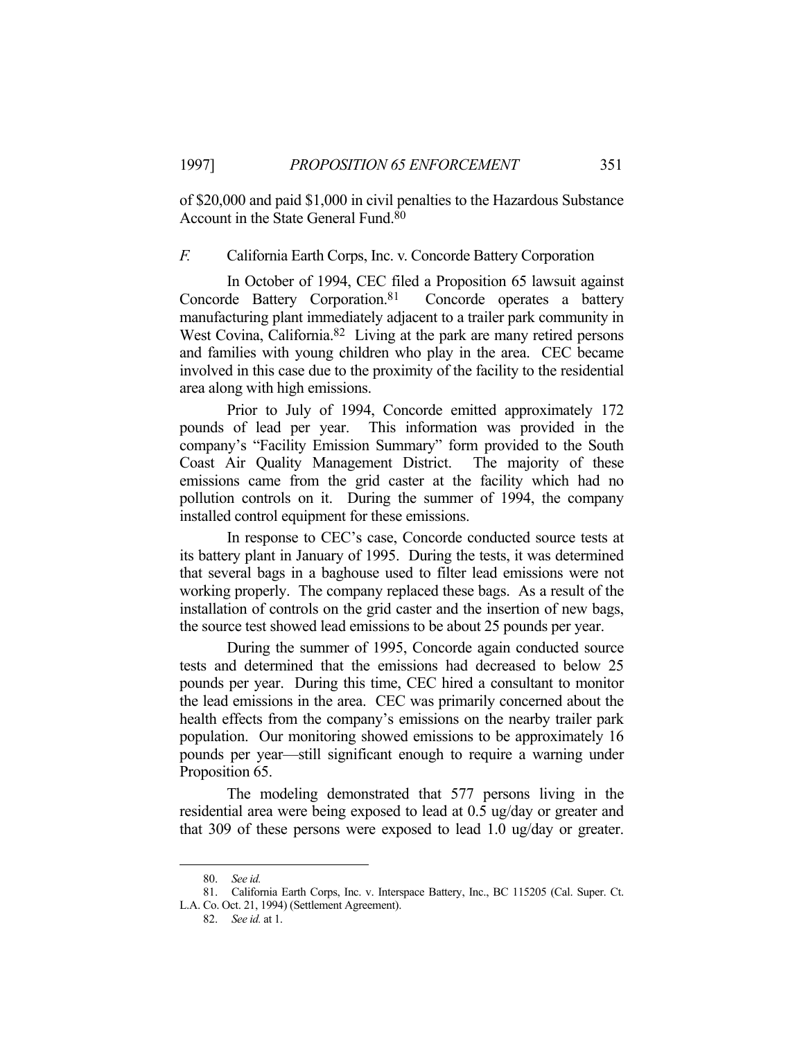of $20,000 and paid $1,000 in civil penalties to the Hazardous Substance Account in the State General Fund.[80]

### *F.* California Earth Corps, Inc. v. Concorde Battery Corporation

In October of 1994, CEC filed a Proposition 65 lawsuit against Concorde Battery Corporation.[81] Concorde operates a battery manufacturing plant immediately adjacent to a trailer park community in West Covina, California.[82] Living at the park are many retired persons and families with young children who play in the area. CEC became involved in this case due to the proximity of the facility to the residential area along with high emissions.

Prior to July of 1994, Concorde emitted approximately 172 pounds of lead per year. This information was provided in the company's "Facility Emission Summary" form provided to the South Coast Air Quality Management District. The majority of these emissions came from the grid caster at the facility which had no pollution controls on it. During the summer of 1994, the company installed control equipment for these emissions.

In response to CEC's case, Concorde conducted source tests at its battery plant in January of 1995. During the tests, it was determined that several bags in a baghouse used to filter lead emissions were not working properly. The company replaced these bags. As a result of the installation of controls on the grid caster and the insertion of new bags, the source test showed lead emissions to be about 25 pounds per year.

During the summer of 1995, Concorde again conducted source tests and determined that the emissions had decreased to below 25 pounds per year. During this time, CEC hired a consultant to monitor the lead emissions in the area. CEC was primarily concerned about the health effects from the company's emissions on the nearby trailer park population. Our monitoring showed emissions to be approximately 16 pounds per year—still significant enough to require a warning under Proposition 65.

The modeling demonstrated that 577 persons living in the residential area were being exposed to lead at 0.5 ug/day or greater and that 309 of these persons were exposed to lead 1.0 ug/day or greater.

---

80. *See id.*

81. California Earth Corps, Inc. v. Interspace Battery, Inc., BC 115205 (Cal. Super. Ct. L.A. Co. Oct. 21, 1994) (Settlement Agreement).

82. *See id.* at 1.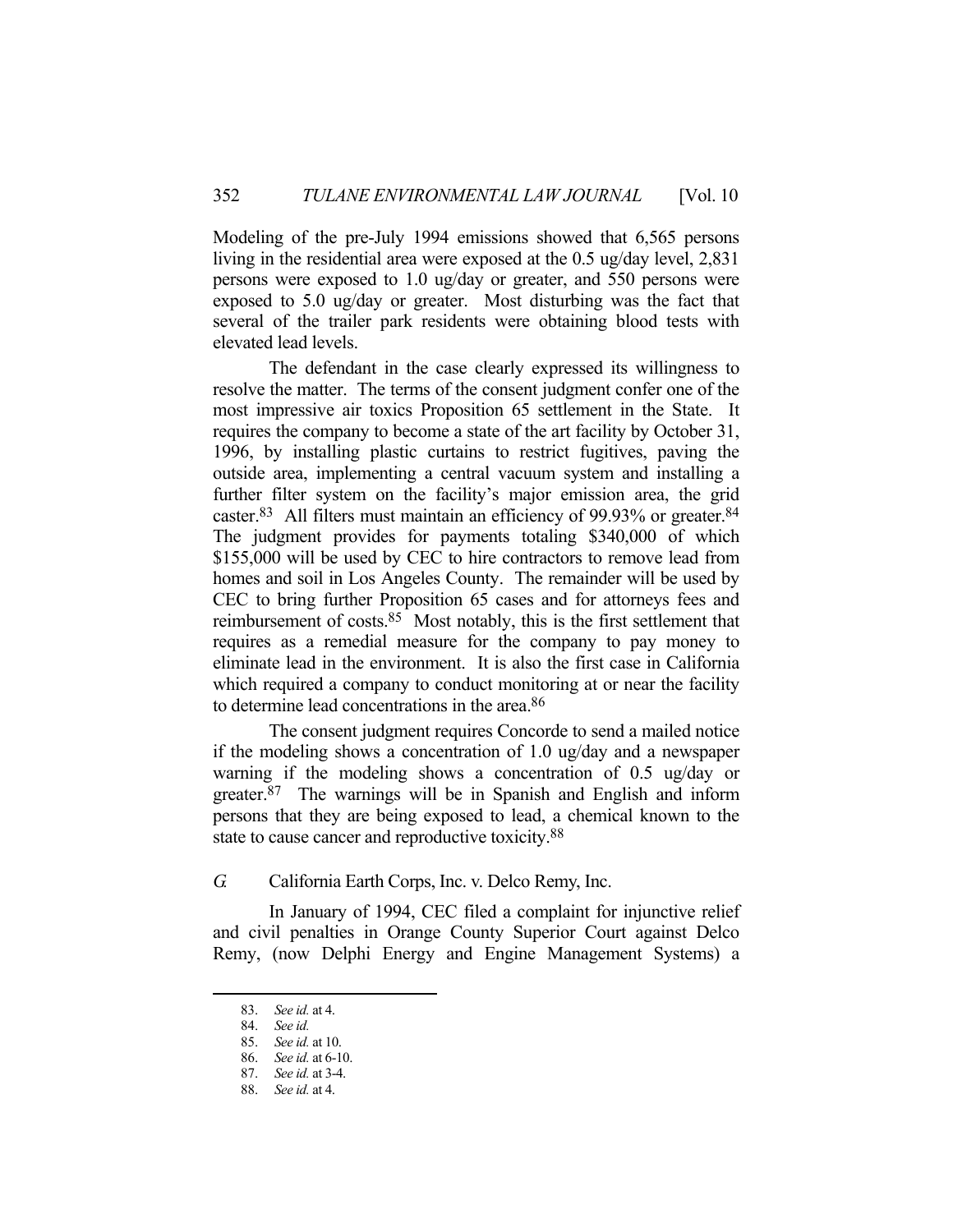Modeling of the pre-July 1994 emissions showed that 6,565 persons living in the residential area were exposed at the 0.5 ug/day level, 2,831 persons were exposed to 1.0 ug/day or greater, and 550 persons were exposed to 5.0 ug/day or greater. Most disturbing was the fact that several of the trailer park residents were obtaining blood tests with elevated lead levels.

The defendant in the case clearly expressed its willingness to resolve the matter. The terms of the consent judgment confer one of the most impressive air toxics Proposition 65 settlement in the State. It requires the company to become a state of the art facility by October 31, 1996, by installing plastic curtains to restrict fugitives, paving the outside area, implementing a central vacuum system and installing a further filter system on the facility's major emission area, the grid caster.[83] All filters must maintain an efficiency of 99.93% or greater.[84] The judgment provides for payments totaling $340,000 of which $155,000 will be used by CEC to hire contractors to remove lead from homes and soil in Los Angeles County. The remainder will be used by CEC to bring further Proposition 65 cases and for attorneys fees and reimbursement of costs.[85] Most notably, this is the first settlement that requires as a remedial measure for the company to pay money to eliminate lead in the environment. It is also the first case in California which required a company to conduct monitoring at or near the facility to determine lead concentrations in the area.[86]

The consent judgment requires Concorde to send a mailed notice if the modeling shows a concentration of 1.0 ug/day and a newspaper warning if the modeling shows a concentration of 0.5 ug/day or greater.[87] The warnings will be in Spanish and English and inform persons that they are being exposed to lead, a chemical known to the state to cause cancer and reproductive toxicity.[88]

### *G.* California Earth Corps, Inc. v. Delco Remy, Inc.

In January of 1994, CEC filed a complaint for injunctive relief and civil penalties in Orange County Superior Court against Delco Remy, (now Delphi Energy and Engine Management Systems) a

---

83. *See id.* at 4.
84. *See id.*
85. *See id.* at 10.
86. *See id.* at 6-10.
87. *See id.* at 3-4.
88. *See id.* at 4.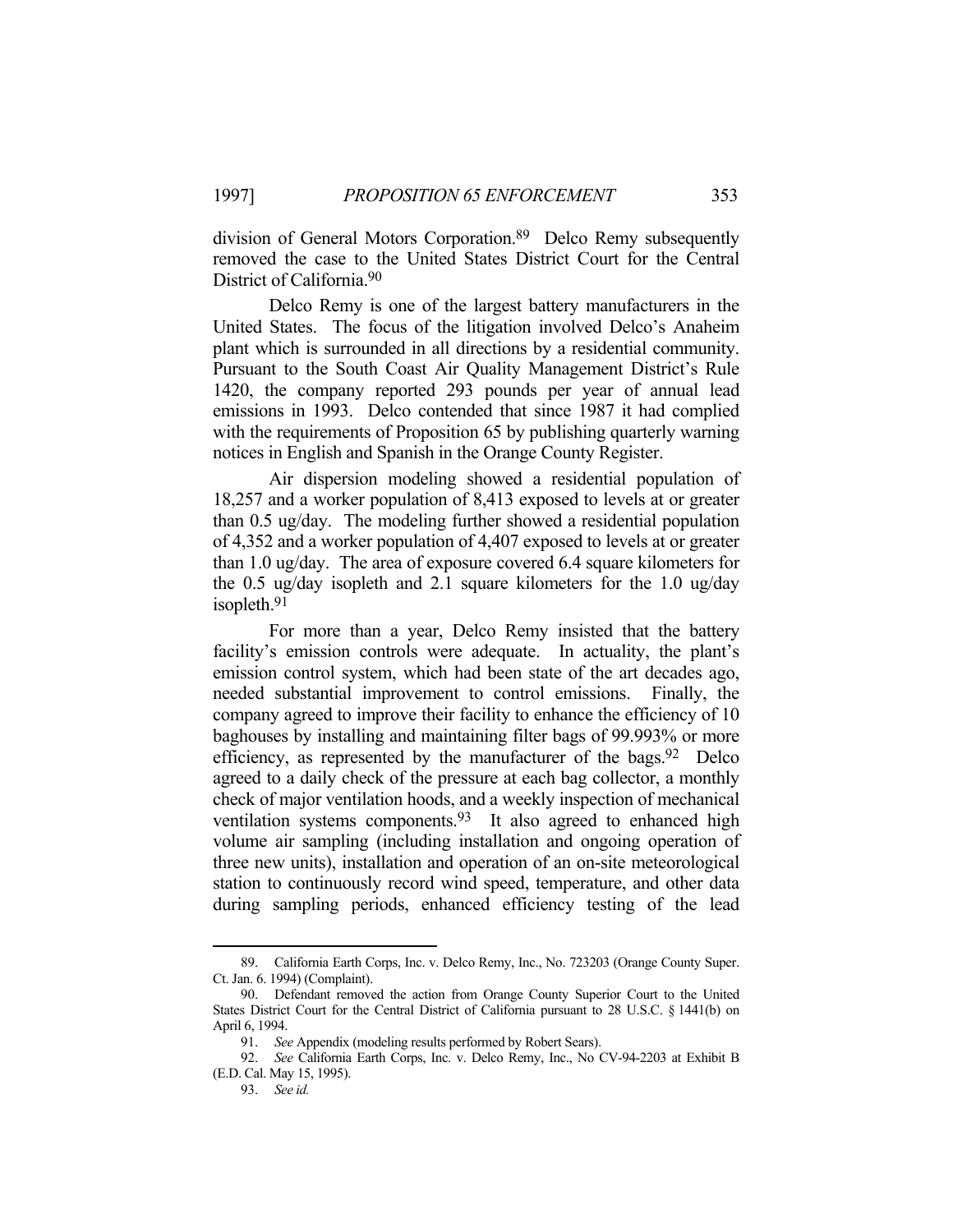division of General Motors Corporation.[89] Delco Remy subsequently removed the case to the United States District Court for the Central District of California.[90]

Delco Remy is one of the largest battery manufacturers in the United States. The focus of the litigation involved Delco's Anaheim plant which is surrounded in all directions by a residential community. Pursuant to the South Coast Air Quality Management District's Rule 1420, the company reported 293 pounds per year of annual lead emissions in 1993. Delco contended that since 1987 it had complied with the requirements of Proposition 65 by publishing quarterly warning notices in English and Spanish in the Orange County Register.

Air dispersion modeling showed a residential population of 18,257 and a worker population of 8,413 exposed to levels at or greater than 0.5 ug/day. The modeling further showed a residential population of 4,352 and a worker population of 4,407 exposed to levels at or greater than 1.0 ug/day. The area of exposure covered 6.4 square kilometers for the 0.5 ug/day isopleth and 2.1 square kilometers for the 1.0 ug/day isopleth.[91]

For more than a year, Delco Remy insisted that the battery facility's emission controls were adequate. In actuality, the plant's emission control system, which had been state of the art decades ago, needed substantial improvement to control emissions. Finally, the company agreed to improve their facility to enhance the efficiency of 10 baghouses by installing and maintaining filter bags of 99.993% or more efficiency, as represented by the manufacturer of the bags.[92] Delco agreed to a daily check of the pressure at each bag collector, a monthly check of major ventilation hoods, and a weekly inspection of mechanical ventilation systems components.[93] It also agreed to enhanced high volume air sampling (including installation and ongoing operation of three new units), installation and operation of an on-site meteorological station to continuously record wind speed, temperature, and other data during sampling periods, enhanced efficiency testing of the lead

---

89. California Earth Corps, Inc. v. Delco Remy, Inc., No. 723203 (Orange County Super. Ct. Jan. 6. 1994) (Complaint).

90. Defendant removed the action from Orange County Superior Court to the United States District Court for the Central District of California pursuant to 28 U.S.C. § 1441(b) on April 6, 1994.

91. *See* Appendix (modeling results performed by Robert Sears).

92. *See* California Earth Corps, Inc. v. Delco Remy, Inc., No CV-94-2203 at Exhibit B (E.D. Cal. May 15, 1995).

93. *See id.*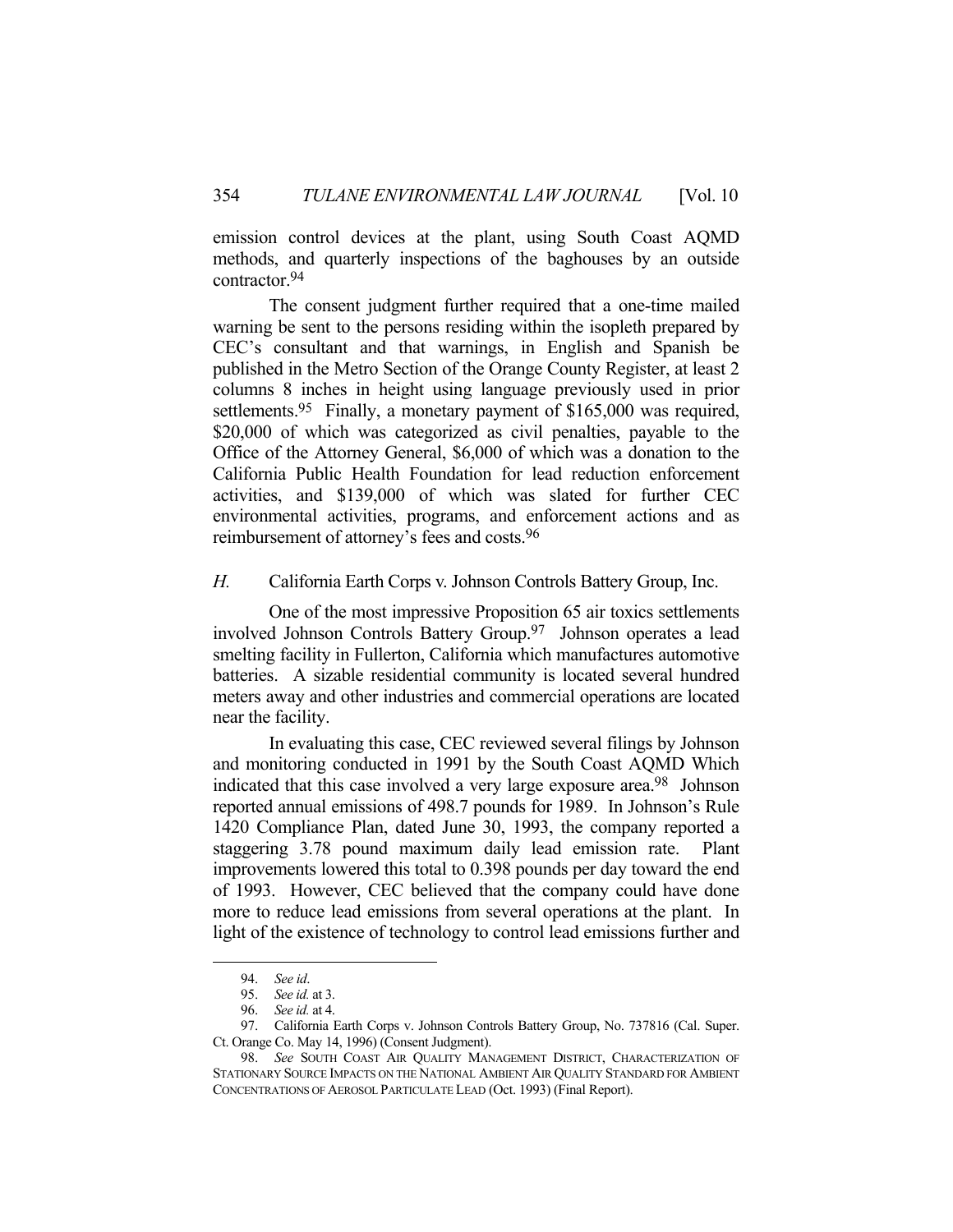emission control devices at the plant, using South Coast AQMD methods, and quarterly inspections of the baghouses by an outside contractor.[94]

The consent judgment further required that a one-time mailed warning be sent to the persons residing within the isopleth prepared by CEC's consultant and that warnings, in English and Spanish be published in the Metro Section of the Orange County Register, at least 2 columns 8 inches in height using language previously used in prior settlements.[95] Finally, a monetary payment of $165,000 was required, $20,000 of which was categorized as civil penalties, payable to the Office of the Attorney General, $6,000 of which was a donation to the California Public Health Foundation for lead reduction enforcement activities, and $139,000 of which was slated for further CEC environmental activities, programs, and enforcement actions and as reimbursement of attorney's fees and costs.[96]

### *H.* California Earth Corps v. Johnson Controls Battery Group, Inc.

One of the most impressive Proposition 65 air toxics settlements involved Johnson Controls Battery Group.[97] Johnson operates a lead smelting facility in Fullerton, California which manufactures automotive batteries. A sizable residential community is located several hundred meters away and other industries and commercial operations are located near the facility.

In evaluating this case, CEC reviewed several filings by Johnson and monitoring conducted in 1991 by the South Coast AQMD Which indicated that this case involved a very large exposure area.[98] Johnson reported annual emissions of 498.7 pounds for 1989. In Johnson's Rule 1420 Compliance Plan, dated June 30, 1993, the company reported a staggering 3.78 pound maximum daily lead emission rate. Plant improvements lowered this total to 0.398 pounds per day toward the end of 1993. However, CEC believed that the company could have done more to reduce lead emissions from several operations at the plant. In light of the existence of technology to control lead emissions further and

---

94. *See id*.

95. *See id.* at 3.

96. *See id.* at 4.

97. California Earth Corps v. Johnson Controls Battery Group, No. 737816 (Cal. Super. Ct. Orange Co. May 14, 1996) (Consent Judgment).

98. *See* SOUTH COAST AIR QUALITY MANAGEMENT DISTRICT, CHARACTERIZATION OF STATIONARY SOURCE IMPACTS ON THE NATIONAL AMBIENT AIR QUALITY STANDARD FOR AMBIENT CONCENTRATIONS OF AEROSOL PARTICULATE LEAD (Oct. 1993) (Final Report).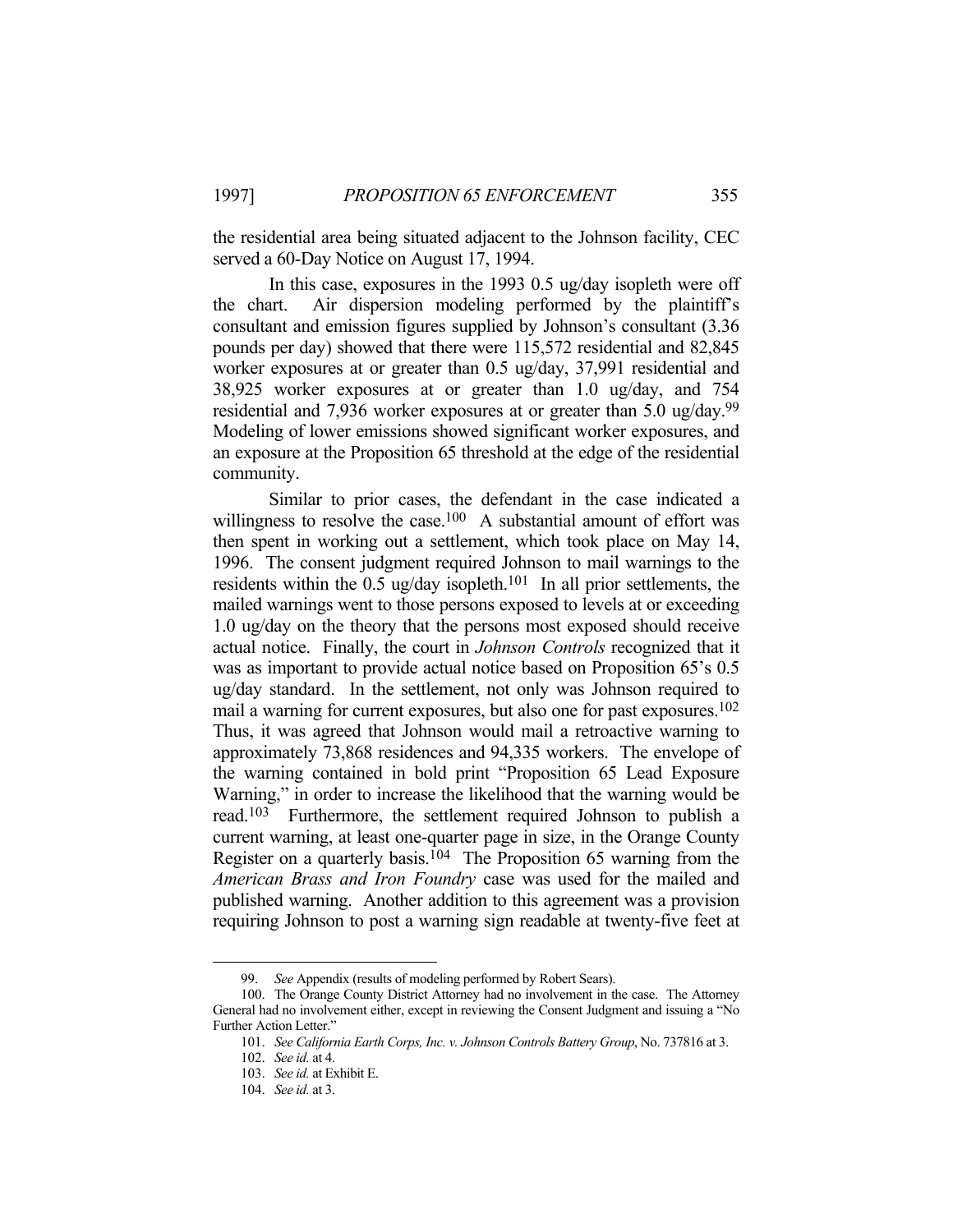the residential area being situated adjacent to the Johnson facility, CEC served a 60-Day Notice on August 17, 1994.

In this case, exposures in the 1993 0.5 ug/day isopleth were off the chart. Air dispersion modeling performed by the plaintiff's consultant and emission figures supplied by Johnson's consultant (3.36 pounds per day) showed that there were 115,572 residential and 82,845 worker exposures at or greater than 0.5 ug/day, 37,991 residential and 38,925 worker exposures at or greater than 1.0 ug/day, and 754 residential and 7,936 worker exposures at or greater than 5.0 ug/day.[99] Modeling of lower emissions showed significant worker exposures, and an exposure at the Proposition 65 threshold at the edge of the residential community.

Similar to prior cases, the defendant in the case indicated a willingness to resolve the case.[100] A substantial amount of effort was then spent in working out a settlement, which took place on May 14, 1996. The consent judgment required Johnson to mail warnings to the residents within the 0.5 ug/day isopleth.[101] In all prior settlements, the mailed warnings went to those persons exposed to levels at or exceeding 1.0 ug/day on the theory that the persons most exposed should receive actual notice. Finally, the court in *Johnson Controls* recognized that it was as important to provide actual notice based on Proposition 65's 0.5 ug/day standard. In the settlement, not only was Johnson required to mail a warning for current exposures, but also one for past exposures.[102] Thus, it was agreed that Johnson would mail a retroactive warning to approximately 73,868 residences and 94,335 workers. The envelope of the warning contained in bold print "Proposition 65 Lead Exposure Warning," in order to increase the likelihood that the warning would be read.[103] Furthermore, the settlement required Johnson to publish a current warning, at least one-quarter page in size, in the Orange County Register on a quarterly basis.[104] The Proposition 65 warning from the *American Brass and Iron Foundry* case was used for the mailed and published warning. Another addition to this agreement was a provision requiring Johnson to post a warning sign readable at twenty-five feet at

---

99. *See* Appendix (results of modeling performed by Robert Sears).

100. The Orange County District Attorney had no involvement in the case. The Attorney General had no involvement either, except in reviewing the Consent Judgment and issuing a "No Further Action Letter."

101. *See California Earth Corps, Inc. v. Johnson Controls Battery Group*, No. 737816 at 3.

102. *See id.* at 4.

103. *See id.* at Exhibit E.

104. *See id.* at 3.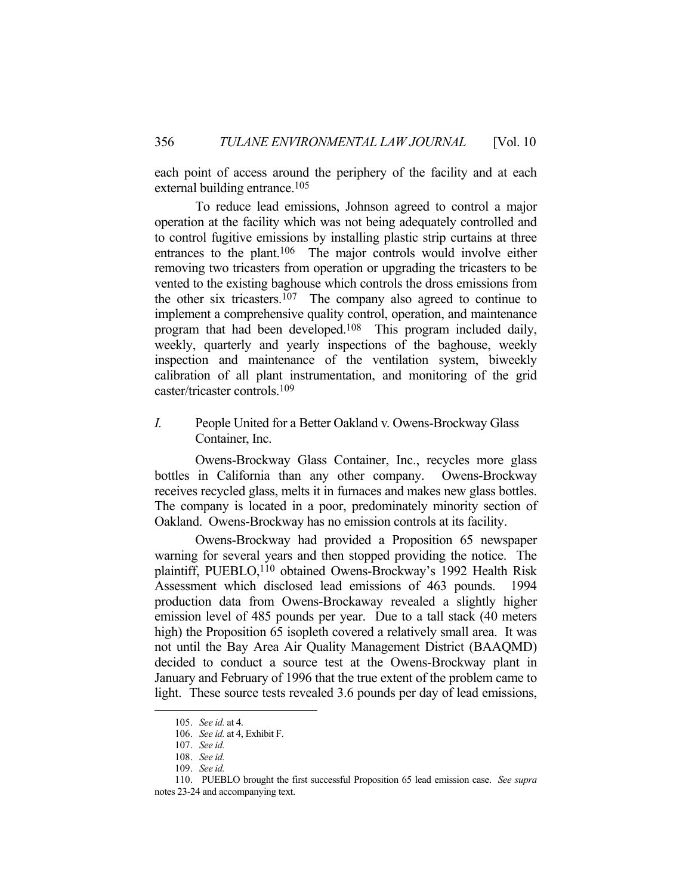each point of access around the periphery of the facility and at each external building entrance.[105]

To reduce lead emissions, Johnson agreed to control a major operation at the facility which was not being adequately controlled and to control fugitive emissions by installing plastic strip curtains at three entrances to the plant.[106] The major controls would involve either removing two tricasters from operation or upgrading the tricasters to be vented to the existing baghouse which controls the dross emissions from the other six tricasters.[107] The company also agreed to continue to implement a comprehensive quality control, operation, and maintenance program that had been developed.[108] This program included daily, weekly, quarterly and yearly inspections of the baghouse, weekly inspection and maintenance of the ventilation system, biweekly calibration of all plant instrumentation, and monitoring of the grid caster/tricaster controls.[109]

### *I.* People United for a Better Oakland v. Owens-Brockway Glass Container, Inc.

Owens-Brockway Glass Container, Inc., recycles more glass bottles in California than any other company. Owens-Brockway receives recycled glass, melts it in furnaces and makes new glass bottles. The company is located in a poor, predominately minority section of Oakland. Owens-Brockway has no emission controls at its facility.

Owens-Brockway had provided a Proposition 65 newspaper warning for several years and then stopped providing the notice. The plaintiff, PUEBLO,[110] obtained Owens-Brockway's 1992 Health Risk Assessment which disclosed lead emissions of 463 pounds. 1994 production data from Owens-Brockaway revealed a slightly higher emission level of 485 pounds per year. Due to a tall stack (40 meters high) the Proposition 65 isopleth covered a relatively small area. It was not until the Bay Area Air Quality Management District (BAAQMD) decided to conduct a source test at the Owens-Brockway plant in January and February of 1996 that the true extent of the problem came to light. These source tests revealed 3.6 pounds per day of lead emissions,

105. *See id.* at 4.

106. *See id.* at 4, Exhibit F.

107. *See id.*

108. *See id.*

109. *See id.*

110. PUEBLO brought the first successful Proposition 65 lead emission case. *See supra* notes 23-24 and accompanying text.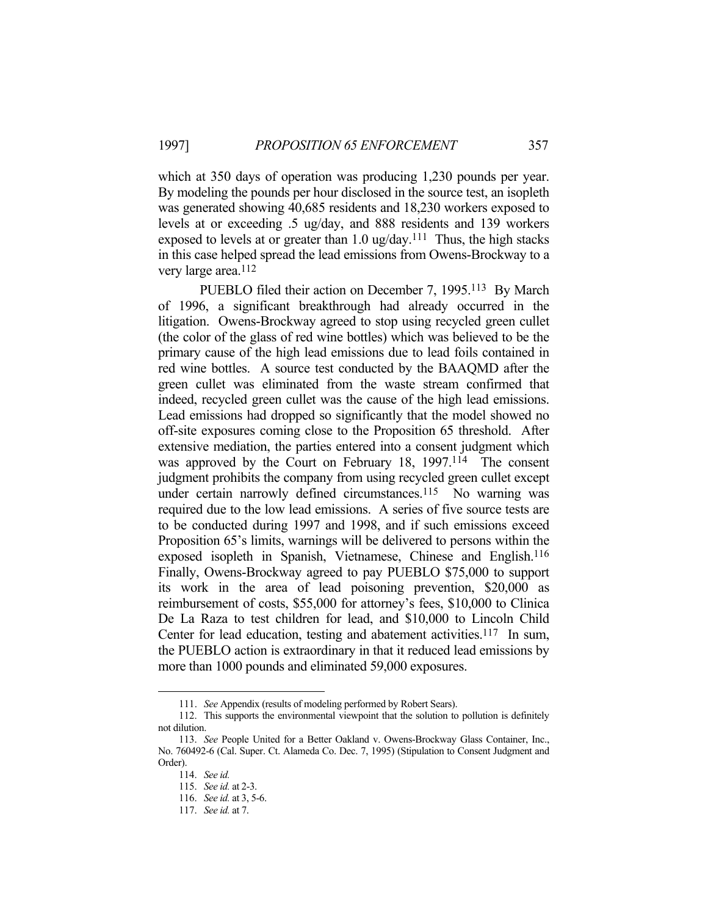which at 350 days of operation was producing 1,230 pounds per year. By modeling the pounds per hour disclosed in the source test, an isopleth was generated showing 40,685 residents and 18,230 workers exposed to levels at or exceeding .5 ug/day, and 888 residents and 139 workers exposed to levels at or greater than 1.0 ug/day.[111] Thus, the high stacks in this case helped spread the lead emissions from Owens-Brockway to a very large area.[112]

PUEBLO filed their action on December 7, 1995.[113] By March of 1996, a significant breakthrough had already occurred in the litigation. Owens-Brockway agreed to stop using recycled green cullet (the color of the glass of red wine bottles) which was believed to be the primary cause of the high lead emissions due to lead foils contained in red wine bottles. A source test conducted by the BAAQMD after the green cullet was eliminated from the waste stream confirmed that indeed, recycled green cullet was the cause of the high lead emissions. Lead emissions had dropped so significantly that the model showed no off-site exposures coming close to the Proposition 65 threshold. After extensive mediation, the parties entered into a consent judgment which was approved by the Court on February 18, 1997.[114] The consent judgment prohibits the company from using recycled green cullet except under certain narrowly defined circumstances.[115] No warning was required due to the low lead emissions. A series of five source tests are to be conducted during 1997 and 1998, and if such emissions exceed Proposition 65's limits, warnings will be delivered to persons within the exposed isopleth in Spanish, Vietnamese, Chinese and English.[116] Finally, Owens-Brockway agreed to pay PUEBLO $75,000 to support its work in the area of lead poisoning prevention, $20,000 as reimbursement of costs, $55,000 for attorney's fees, $10,000 to Clinica De La Raza to test children for lead, and $10,000 to Lincoln Child Center for lead education, testing and abatement activities.[117] In sum, the PUEBLO action is extraordinary in that it reduced lead emissions by more than 1000 pounds and eliminated 59,000 exposures.

---

111. *See* Appendix (results of modeling performed by Robert Sears).

112. This supports the environmental viewpoint that the solution to pollution is definitely not dilution.

113. *See* People United for a Better Oakland v. Owens-Brockway Glass Container, Inc., No. 760492-6 (Cal. Super. Ct. Alameda Co. Dec. 7, 1995) (Stipulation to Consent Judgment and Order).

114. *See id.*

115. *See id.* at 2-3.

116. *See id.* at 3, 5-6.

117. *See id.* at 7.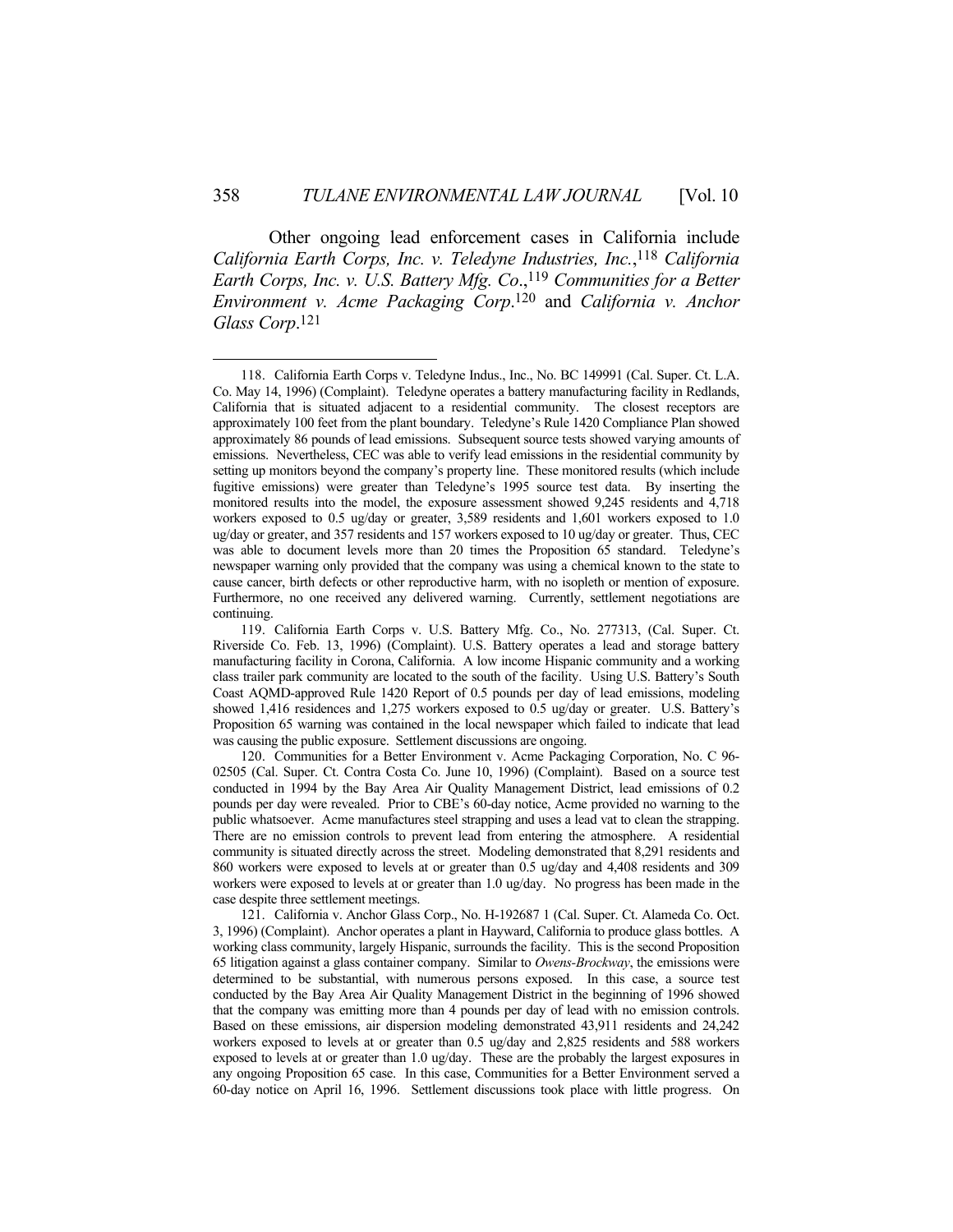Other ongoing lead enforcement cases in California include *California Earth Corps, Inc. v. Teledyne Industries, Inc.*,[118] *California Earth Corps, Inc. v. U.S. Battery Mfg. Co*.,[119] *Communities for a Better Environment v. Acme Packaging Corp*.[120] and *California v. Anchor Glass Corp*.[121]

---

118. California Earth Corps v. Teledyne Indus., Inc., No. BC 149991 (Cal. Super. Ct. L.A. Co. May 14, 1996) (Complaint). Teledyne operates a battery manufacturing facility in Redlands, California that is situated adjacent to a residential community. The closest receptors are approximately 100 feet from the plant boundary. Teledyne's Rule 1420 Compliance Plan showed approximately 86 pounds of lead emissions. Subsequent source tests showed varying amounts of emissions. Nevertheless, CEC was able to verify lead emissions in the residential community by setting up monitors beyond the company's property line. These monitored results (which include fugitive emissions) were greater than Teledyne's 1995 source test data. By inserting the monitored results into the model, the exposure assessment showed 9,245 residents and 4,718 workers exposed to 0.5 ug/day or greater, 3,589 residents and 1,601 workers exposed to 1.0 ug/day or greater, and 357 residents and 157 workers exposed to 10 ug/day or greater. Thus, CEC was able to document levels more than 20 times the Proposition 65 standard. Teledyne's newspaper warning only provided that the company was using a chemical known to the state to cause cancer, birth defects or other reproductive harm, with no isopleth or mention of exposure. Furthermore, no one received any delivered warning. Currently, settlement negotiations are continuing.

119. California Earth Corps v. U.S. Battery Mfg. Co., No. 277313, (Cal. Super. Ct. Riverside Co. Feb. 13, 1996) (Complaint). U.S. Battery operates a lead and storage battery manufacturing facility in Corona, California. A low income Hispanic community and a working class trailer park community are located to the south of the facility. Using U.S. Battery's South Coast AQMD-approved Rule 1420 Report of 0.5 pounds per day of lead emissions, modeling showed 1,416 residences and 1,275 workers exposed to 0.5 ug/day or greater. U.S. Battery's Proposition 65 warning was contained in the local newspaper which failed to indicate that lead was causing the public exposure. Settlement discussions are ongoing.

120. Communities for a Better Environment v. Acme Packaging Corporation, No. C 96-02505 (Cal. Super. Ct. Contra Costa Co. June 10, 1996) (Complaint). Based on a source test conducted in 1994 by the Bay Area Air Quality Management District, lead emissions of 0.2 pounds per day were revealed. Prior to CBE's 60-day notice, Acme provided no warning to the public whatsoever. Acme manufactures steel strapping and uses a lead vat to clean the strapping. There are no emission controls to prevent lead from entering the atmosphere. A residential community is situated directly across the street. Modeling demonstrated that 8,291 residents and 860 workers were exposed to levels at or greater than 0.5 ug/day and 4,408 residents and 309 workers were exposed to levels at or greater than 1.0 ug/day. No progress has been made in the case despite three settlement meetings.

121. California v. Anchor Glass Corp., No. H-192687 1 (Cal. Super. Ct. Alameda Co. Oct. 3, 1996) (Complaint). Anchor operates a plant in Hayward, California to produce glass bottles. A working class community, largely Hispanic, surrounds the facility. This is the second Proposition 65 litigation against a glass container company. Similar to *Owens-Brockway*, the emissions were determined to be substantial, with numerous persons exposed. In this case, a source test conducted by the Bay Area Air Quality Management District in the beginning of 1996 showed that the company was emitting more than 4 pounds per day of lead with no emission controls. Based on these emissions, air dispersion modeling demonstrated 43,911 residents and 24,242 workers exposed to levels at or greater than 0.5 ug/day and 2,825 residents and 588 workers exposed to levels at or greater than 1.0 ug/day. These are the probably the largest exposures in any ongoing Proposition 65 case. In this case, Communities for a Better Environment served a 60-day notice on April 16, 1996. Settlement discussions took place with little progress. On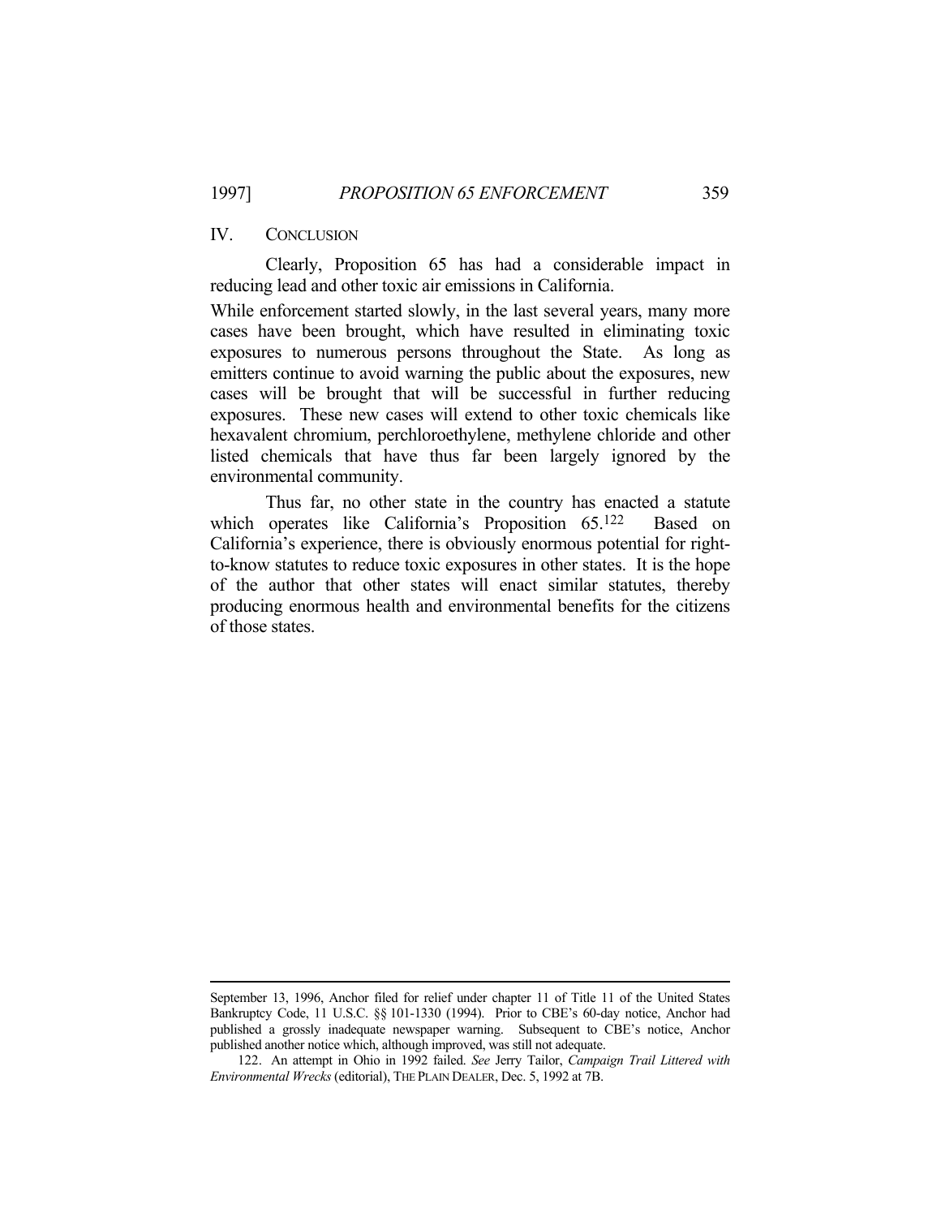## IV. CONCLUSION

Clearly, Proposition 65 has had a considerable impact in reducing lead and other toxic air emissions in California.

While enforcement started slowly, in the last several years, many more cases have been brought, which have resulted in eliminating toxic exposures to numerous persons throughout the State. As long as emitters continue to avoid warning the public about the exposures, new cases will be brought that will be successful in further reducing exposures. These new cases will extend to other toxic chemicals like hexavalent chromium, perchloroethylene, methylene chloride and other listed chemicals that have thus far been largely ignored by the environmental community.

Thus far, no other state in the country has enacted a statute which operates like California's Proposition 65.[122] Based on California's experience, there is obviously enormous potential for right-to-know statutes to reduce toxic exposures in other states. It is the hope of the author that other states will enact similar statutes, thereby producing enormous health and environmental benefits for the citizens of those states.

---

September 13, 1996, Anchor filed for relief under chapter 11 of Title 11 of the United States Bankruptcy Code, 11 U.S.C. §§ 101-1330 (1994). Prior to CBE's 60-day notice, Anchor had published a grossly inadequate newspaper warning. Subsequent to CBE's notice, Anchor published another notice which, although improved, was still not adequate.

122. An attempt in Ohio in 1992 failed. *See* Jerry Tailor, *Campaign Trail Littered with Environmental Wrecks* (editorial), THE PLAIN DEALER, Dec. 5, 1992 at 7B.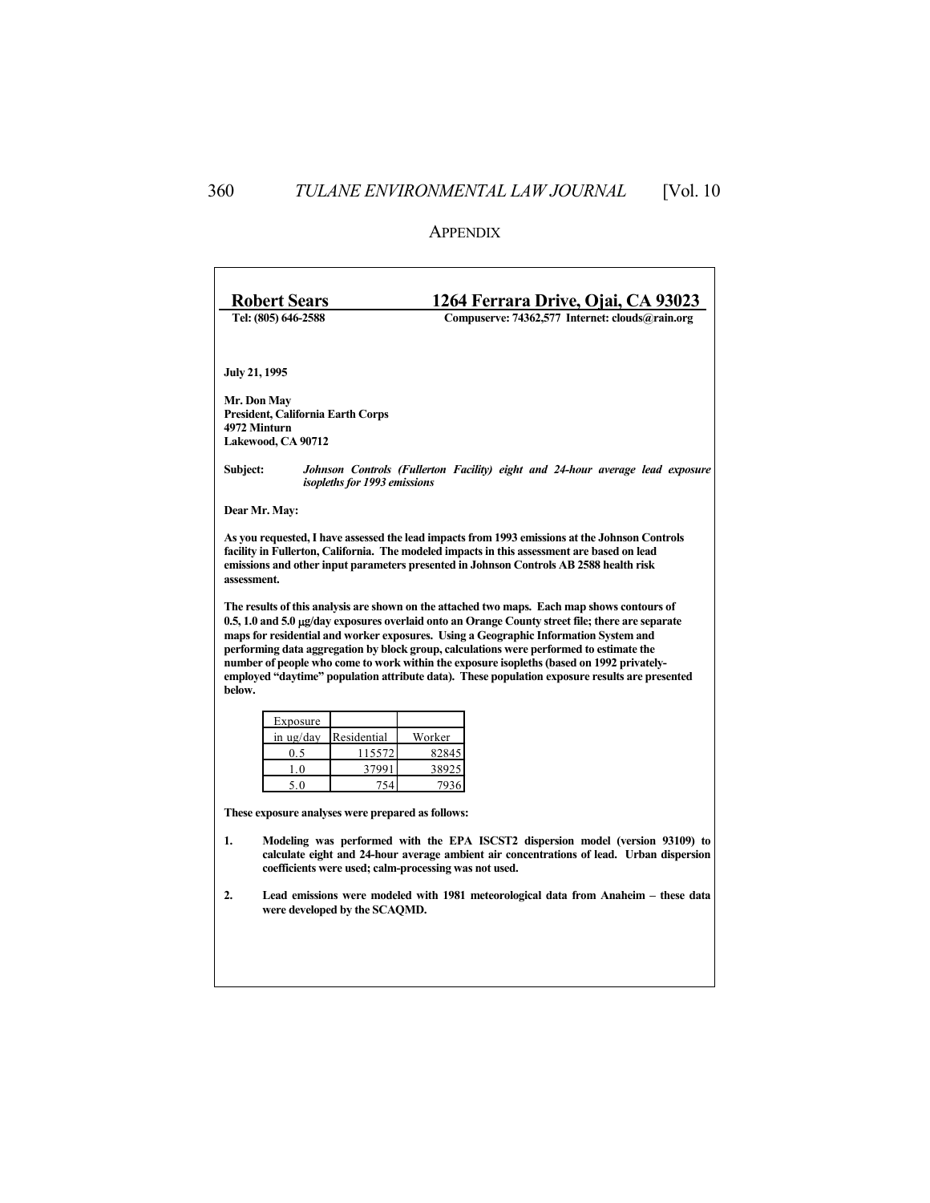## APPENDIX

**Robert Sears** **1264 Ferrara Drive, Ojai, CA 93023**

**Tel: (805) 646-2588** **Compuserve: 74362,577 Internet: clouds@rain.org**

**July 21, 1995**

**Mr. Don May**
**President, California Earth Corps**
**4972 Minturn**
**Lakewood, CA 90712**

**Subject:** ***Johnson Controls (Fullerton Facility) eight and 24-hour average lead exposure isopleths for 1993 emissions***

**Dear Mr. May:**

**As you requested, I have assessed the lead impacts from 1993 emissions at the Johnson Controls facility in Fullerton, California. The modeled impacts in this assessment are based on lead emissions and other input parameters presented in Johnson Controls AB 2588 health risk assessment.**

**The results of this analysis are shown on the attached two maps. Each map shows contours of 0.5, 1.0 and 5.0 μg/day exposures overlaid onto an Orange County street file; there are separate maps for residential and worker exposures. Using a Geographic Information System and performing data aggregation by block group, calculations were performed to estimate the number of people who come to work within the exposure isopleths (based on 1992 privately-employed "daytime" population attribute data). These population exposure results are presented below.**

| Exposure in ug/day | Residential | Worker |
|---|---|---|
| 0.5 | 115572 | 82845 |
| 1.0 | 37991 | 38925 |
| 5.0 | 754 | 7936 |

**These exposure analyses were prepared as follows:**

1. **Modeling was performed with the EPA ISCST2 dispersion model (version 93109) to calculate eight and 24-hour average ambient air concentrations of lead. Urban dispersion coefficients were used; calm-processing was not used.**

2. **Lead emissions were modeled with 1981 meteorological data from Anaheim – these data were developed by the SCAQMD.**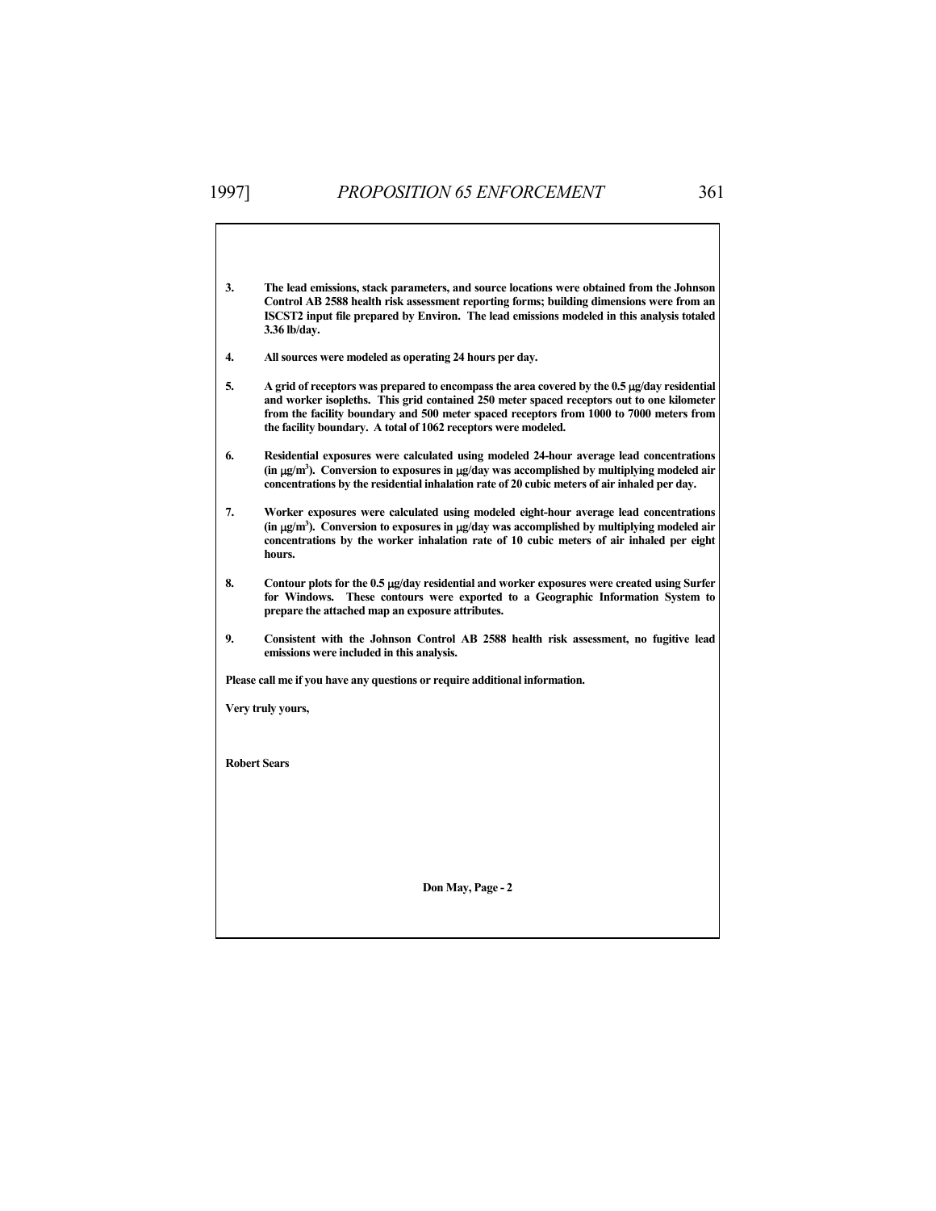**3. The lead emissions, stack parameters, and source locations were obtained from the Johnson Control AB 2588 health risk assessment reporting forms; building dimensions were from an ISCST2 input file prepared by Environ. The lead emissions modeled in this analysis totaled 3.36 lb/day.**

**4. All sources were modeled as operating 24 hours per day.**

**5. A grid of receptors was prepared to encompass the area covered by the 0.5 μg/day residential and worker isopleths. This grid contained 250 meter spaced receptors out to one kilometer from the facility boundary and 500 meter spaced receptors from 1000 to 7000 meters from the facility boundary. A total of 1062 receptors were modeled.**

**6. Residential exposures were calculated using modeled 24-hour average lead concentrations (in μg/m$^3$). Conversion to exposures in μg/day was accomplished by multiplying modeled air concentrations by the residential inhalation rate of 20 cubic meters of air inhaled per day.**

**7. Worker exposures were calculated using modeled eight-hour average lead concentrations (in μg/m$^3$). Conversion to exposures in μg/day was accomplished by multiplying modeled air concentrations by the worker inhalation rate of 10 cubic meters of air inhaled per eight hours.**

**8. Contour plots for the 0.5 μg/day residential and worker exposures were created using Surfer for Windows. These contours were exported to a Geographic Information System to prepare the attached map an exposure attributes.**

**9. Consistent with the Johnson Control AB 2588 health risk assessment, no fugitive lead emissions were included in this analysis.**

**Please call me if you have any questions or require additional information.**

**Very truly yours,**

**Robert Sears**

**Don May, Page - 2**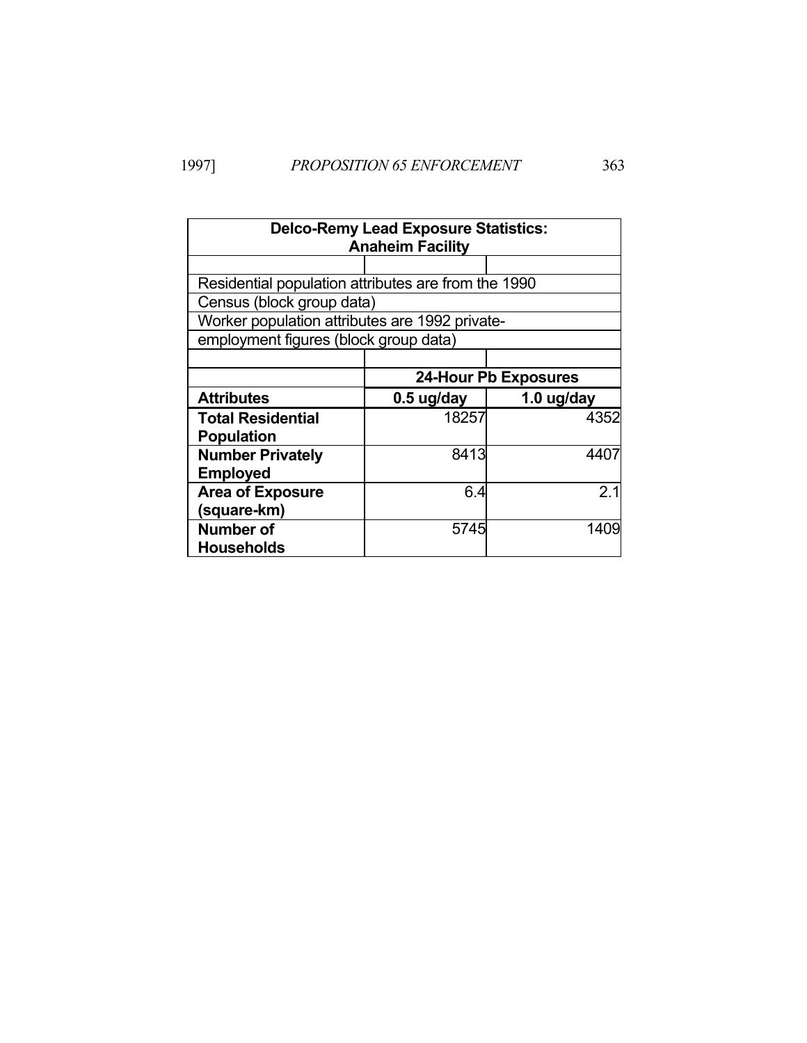| **Delco-Remy Lead Exposure Statistics: Anaheim Facility** | | |
|---|---|---|
| Residential population attributes are from the 1990 Census (block group data) | | |
| Worker population attributes are 1992 private-employment figures (block group data) | | |
| | **24-Hour Pb Exposures** | |
| **Attributes** | **0.5 ug/day** | **1.0 ug/day** |
| **Total Residential Population** | 18257 | 4352 |
| **Number Privately Employed** | 8413 | 4407 |
| **Area of Exposure (square-km)** | 6.4 | 2.1 |
| **Number of Households** | 5745 | 1409 |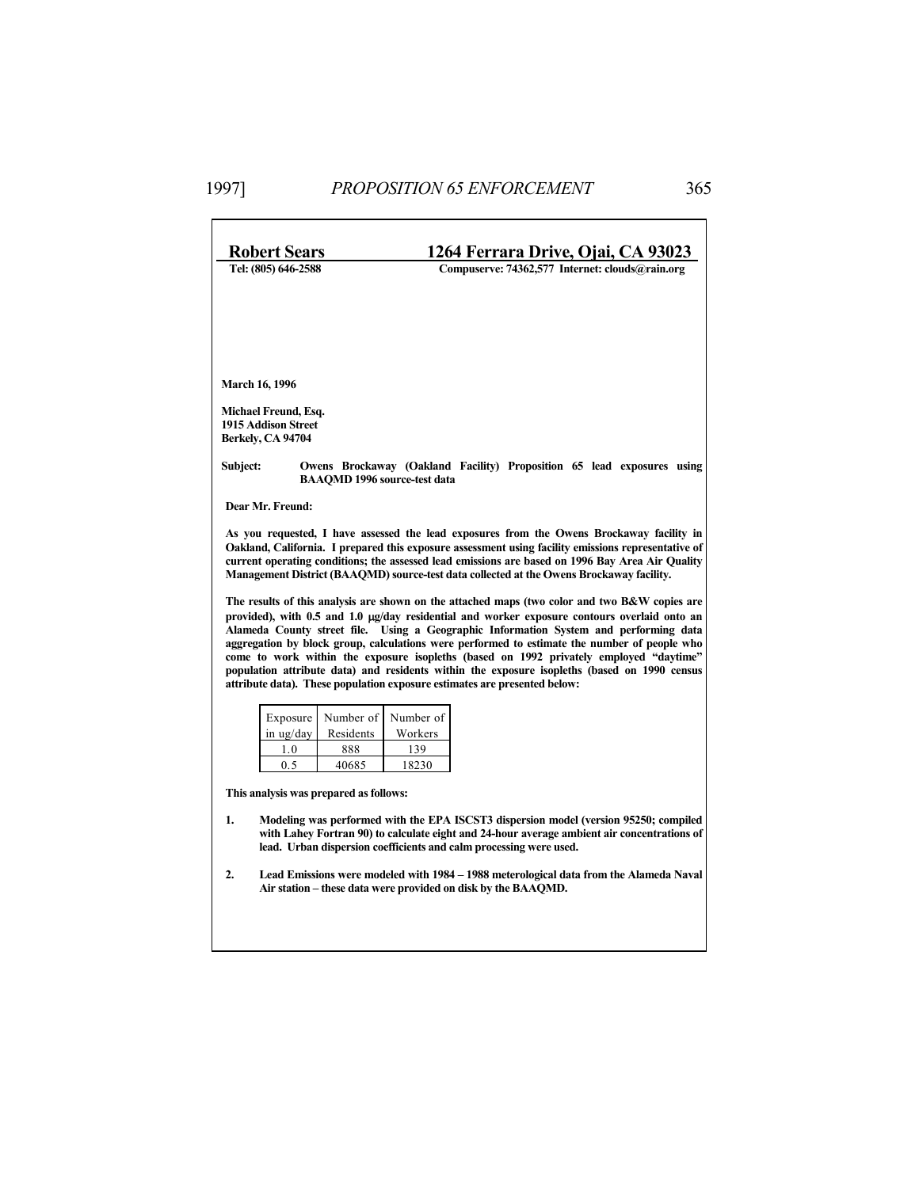**Robert Sears** **1264 Ferrara Drive, Ojai, CA 93023**

**Tel: (805) 646-2588** **Compuserve: 74362,577 Internet: clouds@rain.org**

**March 16, 1996**

**Michael Freund, Esq.**
**1915 Addison Street**
**Berkely, CA 94704**

**Subject: Owens Brockaway (Oakland Facility) Proposition 65 lead exposures using BAAQMD 1996 source-test data**

**Dear Mr. Freund:**

**As you requested, I have assessed the lead exposures from the Owens Brockaway facility in Oakland, California. I prepared this exposure assessment using facility emissions representative of current operating conditions; the assessed lead emissions are based on 1996 Bay Area Air Quality Management District (BAAQMD) source-test data collected at the Owens Brockaway facility.**

**The results of this analysis are shown on the attached maps (two color and two B&W copies are provided), with 0.5 and 1.0 μg/day residential and worker exposure contours overlaid onto an Alameda County street file. Using a Geographic Information System and performing data aggregation by block group, calculations were performed to estimate the number of people who come to work within the exposure isopleths (based on 1992 privately employed "daytime" population attribute data) and residents within the exposure isopleths (based on 1990 census attribute data). These population exposure estimates are presented below:**

| Exposure in ug/day | Number of Residents | Number of Workers |
|---|---|---|
| 1.0 | 888 | 139 |
| 0.5 | 40685 | 18230 |

**This analysis was prepared as follows:**

1. **Modeling was performed with the EPA ISCST3 dispersion model (version 95250; compiled with Lahey Fortran 90) to calculate eight and 24-hour average ambient air concentrations of lead. Urban dispersion coefficients and calm processing were used.**

2. **Lead Emissions were modeled with 1984 – 1988 meterological data from the Alameda Naval Air station – these data were provided on disk by the BAAQMD.**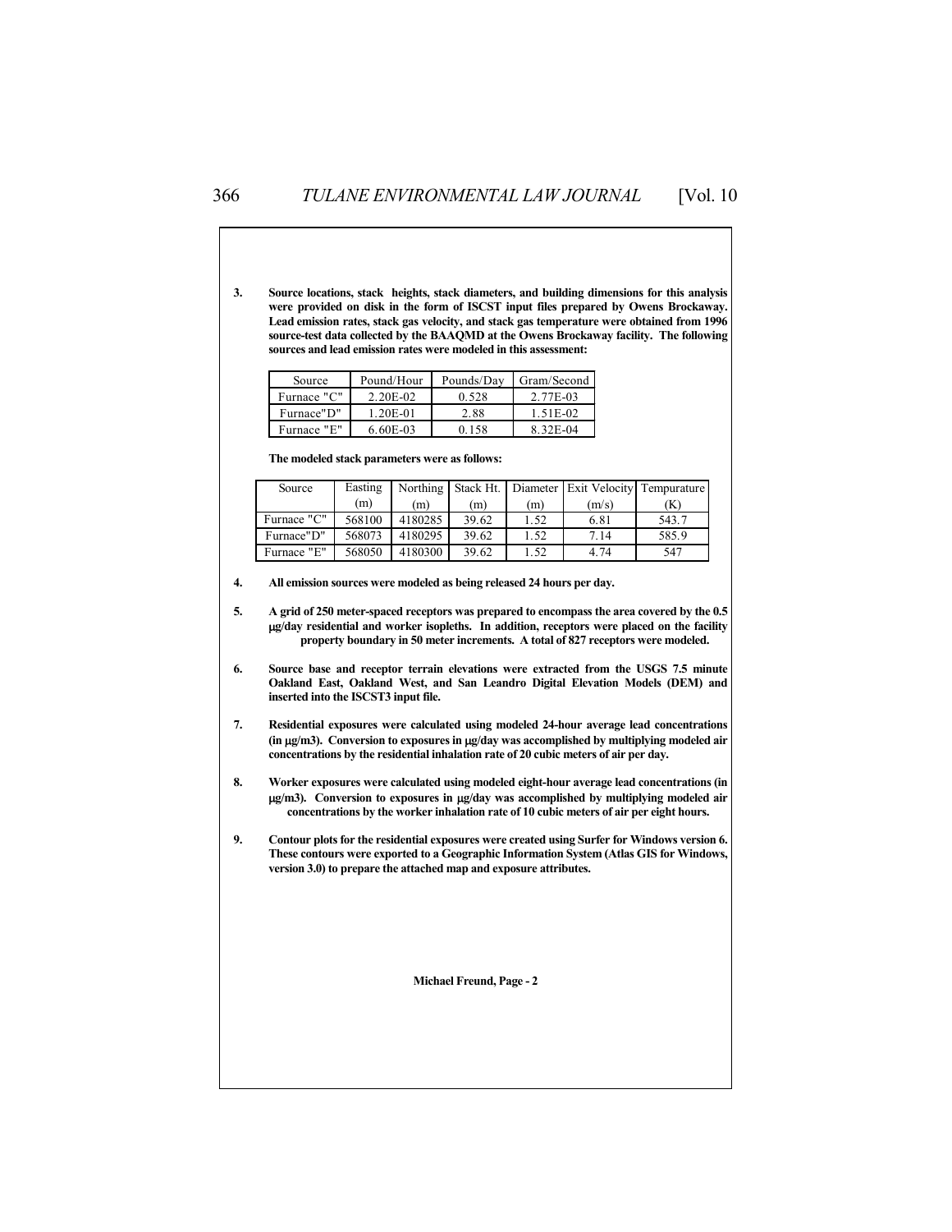3. **Source locations, stack heights, stack diameters, and building dimensions for this analysis were provided on disk in the form of ISCST input files prepared by Owens Brockaway. Lead emission rates, stack gas velocity, and stack gas temperature were obtained from 1996 source-test data collected by the BAAQMD at the Owens Brockaway facility. The following sources and lead emission rates were modeled in this assessment:**

| Source | Pound/Hour | Pounds/Day | Gram/Second |
|---|---|---|---|
| Furnace "C" | 2.20E-02 | 0.528 | 2.77E-03 |
| Furnace"D" | 1.20E-01 | 2.88 | 1.51E-02 |
| Furnace "E" | 6.60E-03 | 0.158 | 8.32E-04 |

**The modeled stack parameters were as follows:**

| Source | Easting (m) | Northing (m) | Stack Ht. (m) | Diameter (m) | Exit Velocity (m/s) | Tempurature (K) |
|---|---|---|---|---|---|---|
| Furnace "C" | 568100 | 4180285 | 39.62 | 1.52 | 6.81 | 543.7 |
| Furnace"D" | 568073 | 4180295 | 39.62 | 1.52 | 7.14 | 585.9 |
| Furnace "E" | 568050 | 4180300 | 39.62 | 1.52 | 4.74 | 547 |

4. **All emission sources were modeled as being released 24 hours per day.**

5. **A grid of 250 meter-spaced receptors was prepared to encompass the area covered by the 0.5 μg/day residential and worker isopleths. In addition, receptors were placed on the facility property boundary in 50 meter increments. A total of 827 receptors were modeled.**

6. **Source base and receptor terrain elevations were extracted from the USGS 7.5 minute Oakland East, Oakland West, and San Leandro Digital Elevation Models (DEM) and inserted into the ISCST3 input file.**

7. **Residential exposures were calculated using modeled 24-hour average lead concentrations (in μg/m3). Conversion to exposures in μg/day was accomplished by multiplying modeled air concentrations by the residential inhalation rate of 20 cubic meters of air per day.**

8. **Worker exposures were calculated using modeled eight-hour average lead concentrations (in μg/m3). Conversion to exposures in μg/day was accomplished by multiplying modeled air concentrations by the worker inhalation rate of 10 cubic meters of air per eight hours.**

9. **Contour plots for the residential exposures were created using Surfer for Windows version 6. These contours were exported to a Geographic Information System (Atlas GIS for Windows, version 3.0) to prepare the attached map and exposure attributes.**

**Michael Freund, Page - 2**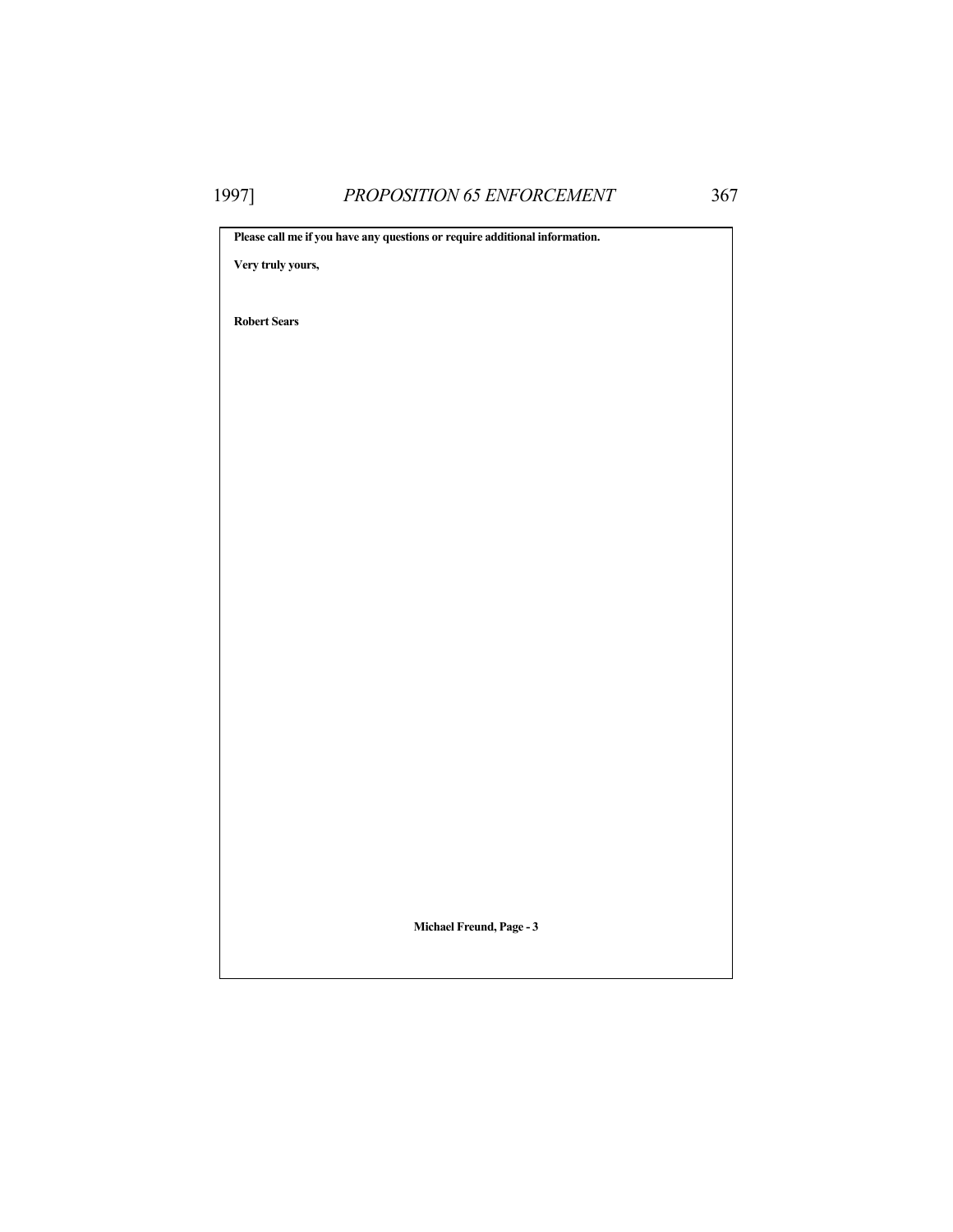**Please call me if you have any questions or require additional information.**

**Very truly yours,**

**Robert Sears**

**Michael Freund, Page - 3**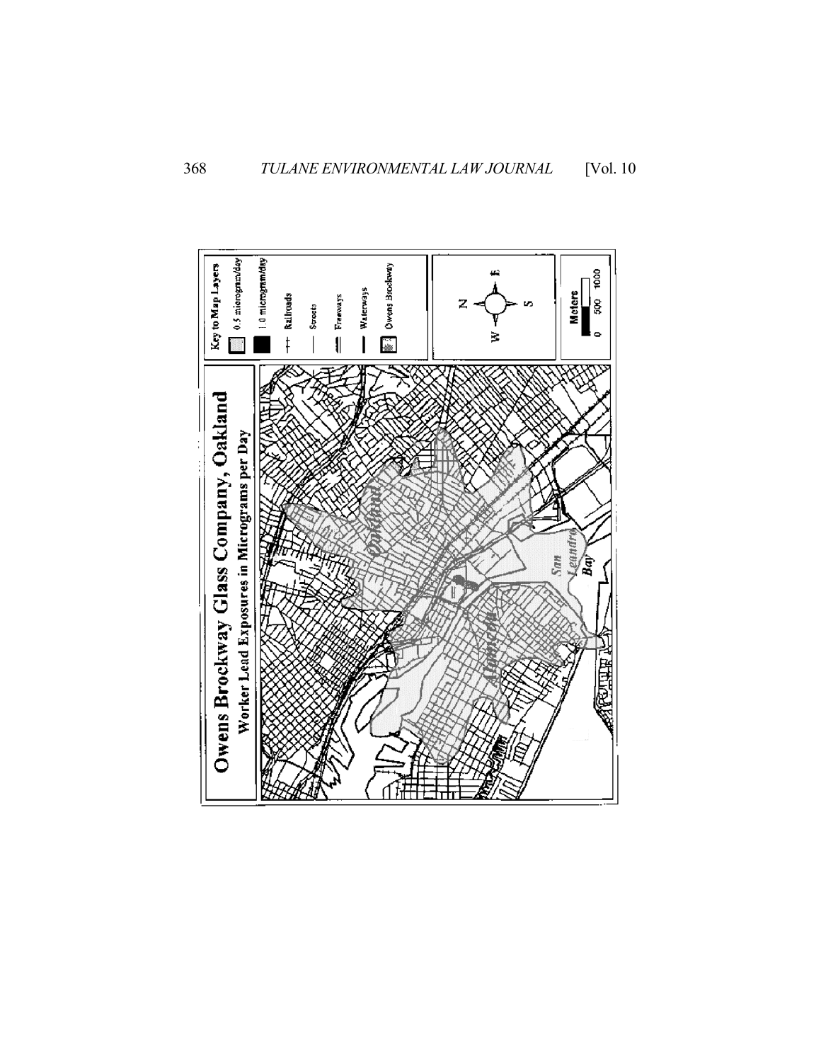Owens Brockway Glass Company, Oakland

Worker Lead Exposures in Micrograms per Day

Key to Map Layers

0.5 microgram/day

1.0 microgram/day

Railroads

Streets

Freeways

Waterways

Owens Brockway

N

W

E

S

Meters

0 500 1000

Oakland

Alameda

San Leandro Bay